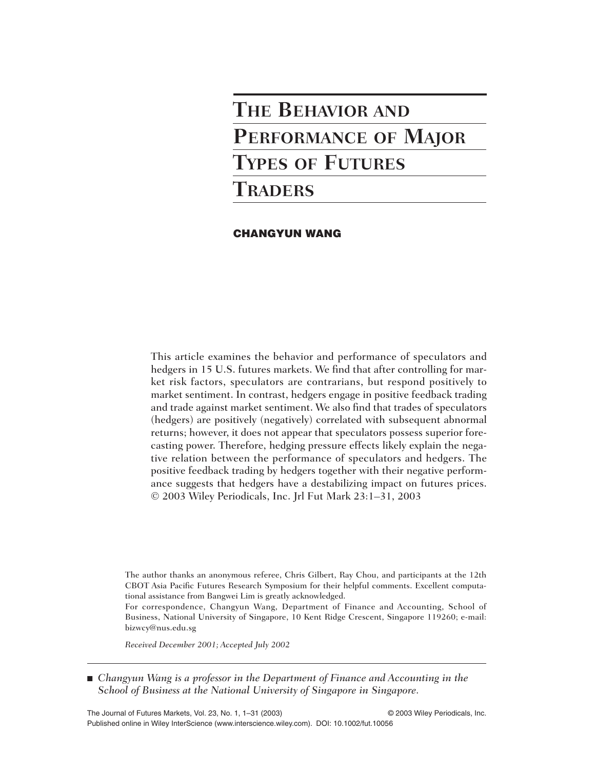# The Behavior and Performance of Major Types of Futures Traders

**CHANGYUN WANG**

This article examines the behavior and performance of speculators and hedgers in 15 U.S. futures markets. We find that after controlling for market risk factors, speculators are contrarians, but respond positively to market sentiment. In contrast, hedgers engage in positive feedback trading and trade against market sentiment. We also find that trades of speculators (hedgers) are positively (negatively) correlated with subsequent abnormal returns; however, it does not appear that speculators possess superior forecasting power. Therefore, hedging pressure effects likely explain the negative relation between the performance of speculators and hedgers. The positive feedback trading by hedgers together with their negative performance suggests that hedgers have a destabilizing impact on futures prices. © 2003 Wiley Periodicals, Inc. Jrl Fut Mark 23:1–31, 2003

The author thanks an anonymous referee, Chris Gilbert, Ray Chou, and participants at the 12th CBOT Asia Pacific Futures Research Symposium for their helpful comments. Excellent computational assistance from Bangwei Lim is greatly acknowledged.

For correspondence, Changyun Wang, Department of Finance and Accounting, School of Business, National University of Singapore, 10 Kent Ridge Crescent, Singapore 119260; e-mail: bizwcy@nus.edu.sg

*Received December 2001; Accepted July 2002*

- *Changyun Wang is a professor in the Department of Finance and Accounting in the School of Business at the National University of Singapore in Singapore.*

The Journal of Futures Markets, Vol. 23, No. 1, 1–31 (2003) © 2003 Wiley Periodicals, Inc.
Published online in Wiley InterScience (www.interscience.wiley.com). DOI: 10.1002/fut.10056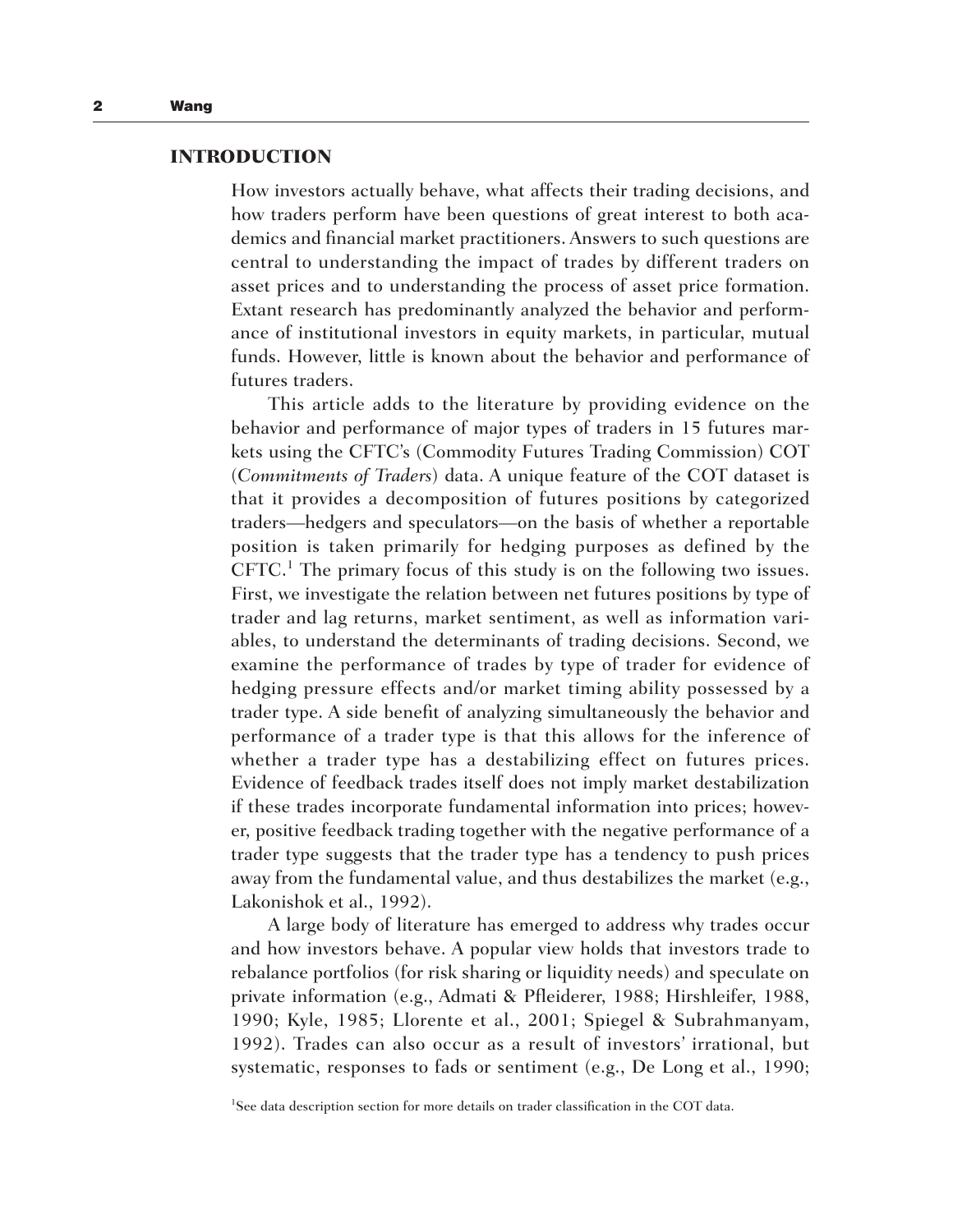## INTRODUCTION

How investors actually behave, what affects their trading decisions, and how traders perform have been questions of great interest to both academics and financial market practitioners. Answers to such questions are central to understanding the impact of trades by different traders on asset prices and to understanding the process of asset price formation. Extant research has predominantly analyzed the behavior and performance of institutional investors in equity markets, in particular, mutual funds. However, little is known about the behavior and performance of futures traders.

This article adds to the literature by providing evidence on the behavior and performance of major types of traders in 15 futures markets using the CFTC's (Commodity Futures Trading Commission) COT (*Commitments of Traders*) data. A unique feature of the COT dataset is that it provides a decomposition of futures positions by categorized traders—hedgers and speculators—on the basis of whether a reportable position is taken primarily for hedging purposes as defined by the CFTC.[1] The primary focus of this study is on the following two issues. First, we investigate the relation between net futures positions by type of trader and lag returns, market sentiment, as well as information variables, to understand the determinants of trading decisions. Second, we examine the performance of trades by type of trader for evidence of hedging pressure effects and/or market timing ability possessed by a trader type. A side benefit of analyzing simultaneously the behavior and performance of a trader type is that this allows for the inference of whether a trader type has a destabilizing effect on futures prices. Evidence of feedback trades itself does not imply market destabilization if these trades incorporate fundamental information into prices; however, positive feedback trading together with the negative performance of a trader type suggests that the trader type has a tendency to push prices away from the fundamental value, and thus destabilizes the market (e.g., Lakonishok et al., 1992).

A large body of literature has emerged to address why trades occur and how investors behave. A popular view holds that investors trade to rebalance portfolios (for risk sharing or liquidity needs) and speculate on private information (e.g., Admati & Pfleiderer, 1988; Hirshleifer, 1988, 1990; Kyle, 1985; Llorente et al., 2001; Spiegel & Subrahmanyam, 1992). Trades can also occur as a result of investors' irrational, but systematic, responses to fads or sentiment (e.g., De Long et al., 1990;

[1]See data description section for more details on trader classification in the COT data.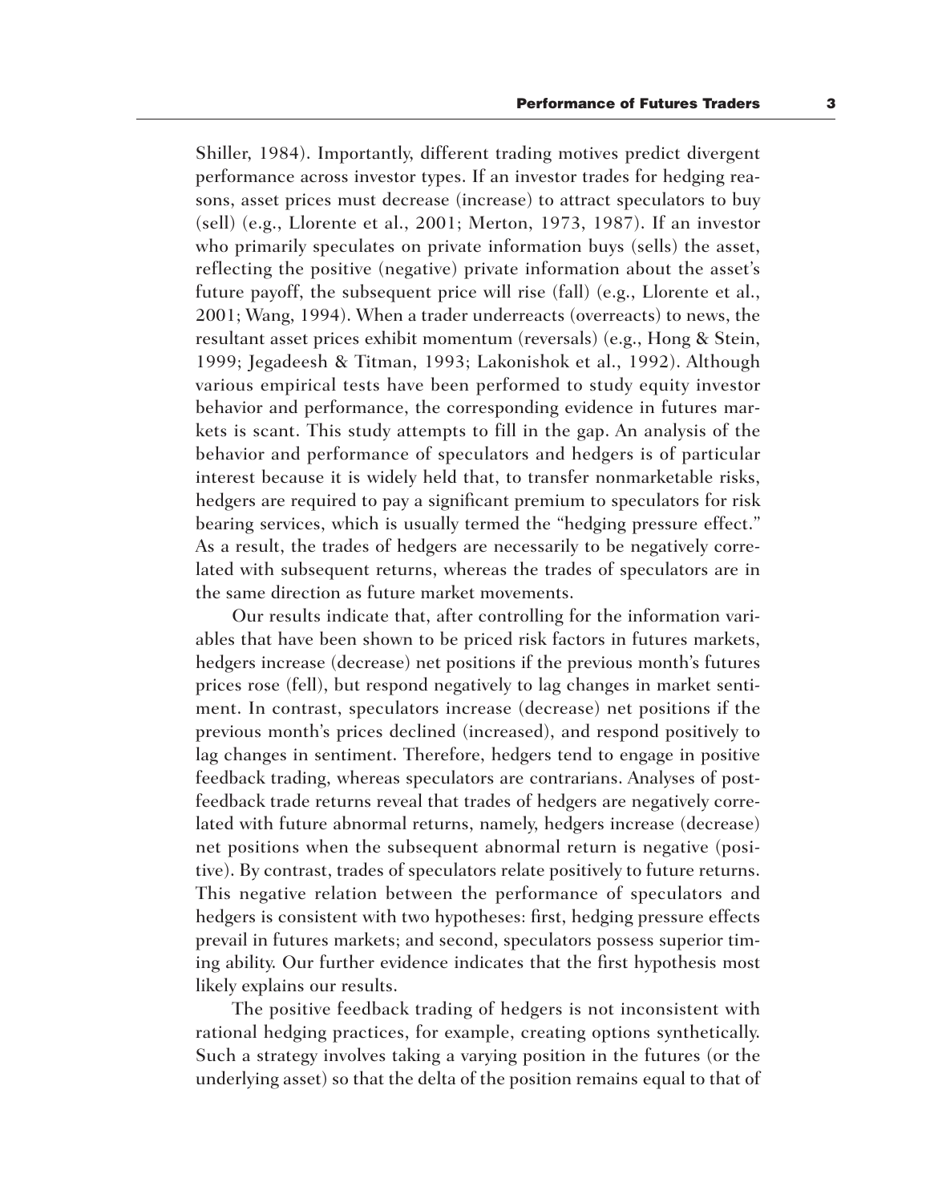Shiller, 1984). Importantly, different trading motives predict divergent performance across investor types. If an investor trades for hedging reasons, asset prices must decrease (increase) to attract speculators to buy (sell) (e.g., Llorente et al., 2001; Merton, 1973, 1987). If an investor who primarily speculates on private information buys (sells) the asset, reflecting the positive (negative) private information about the asset's future payoff, the subsequent price will rise (fall) (e.g., Llorente et al., 2001; Wang, 1994). When a trader underreacts (overreacts) to news, the resultant asset prices exhibit momentum (reversals) (e.g., Hong & Stein, 1999; Jegadeesh & Titman, 1993; Lakonishok et al., 1992). Although various empirical tests have been performed to study equity investor behavior and performance, the corresponding evidence in futures markets is scant. This study attempts to fill in the gap. An analysis of the behavior and performance of speculators and hedgers is of particular interest because it is widely held that, to transfer nonmarketable risks, hedgers are required to pay a significant premium to speculators for risk bearing services, which is usually termed the "hedging pressure effect." As a result, the trades of hedgers are necessarily to be negatively correlated with subsequent returns, whereas the trades of speculators are in the same direction as future market movements.

Our results indicate that, after controlling for the information variables that have been shown to be priced risk factors in futures markets, hedgers increase (decrease) net positions if the previous month's futures prices rose (fell), but respond negatively to lag changes in market sentiment. In contrast, speculators increase (decrease) net positions if the previous month's prices declined (increased), and respond positively to lag changes in sentiment. Therefore, hedgers tend to engage in positive feedback trading, whereas speculators are contrarians. Analyses of post-feedback trade returns reveal that trades of hedgers are negatively correlated with future abnormal returns, namely, hedgers increase (decrease) net positions when the subsequent abnormal return is negative (positive). By contrast, trades of speculators relate positively to future returns. This negative relation between the performance of speculators and hedgers is consistent with two hypotheses: first, hedging pressure effects prevail in futures markets; and second, speculators possess superior timing ability. Our further evidence indicates that the first hypothesis most likely explains our results.

The positive feedback trading of hedgers is not inconsistent with rational hedging practices, for example, creating options synthetically. Such a strategy involves taking a varying position in the futures (or the underlying asset) so that the delta of the position remains equal to that of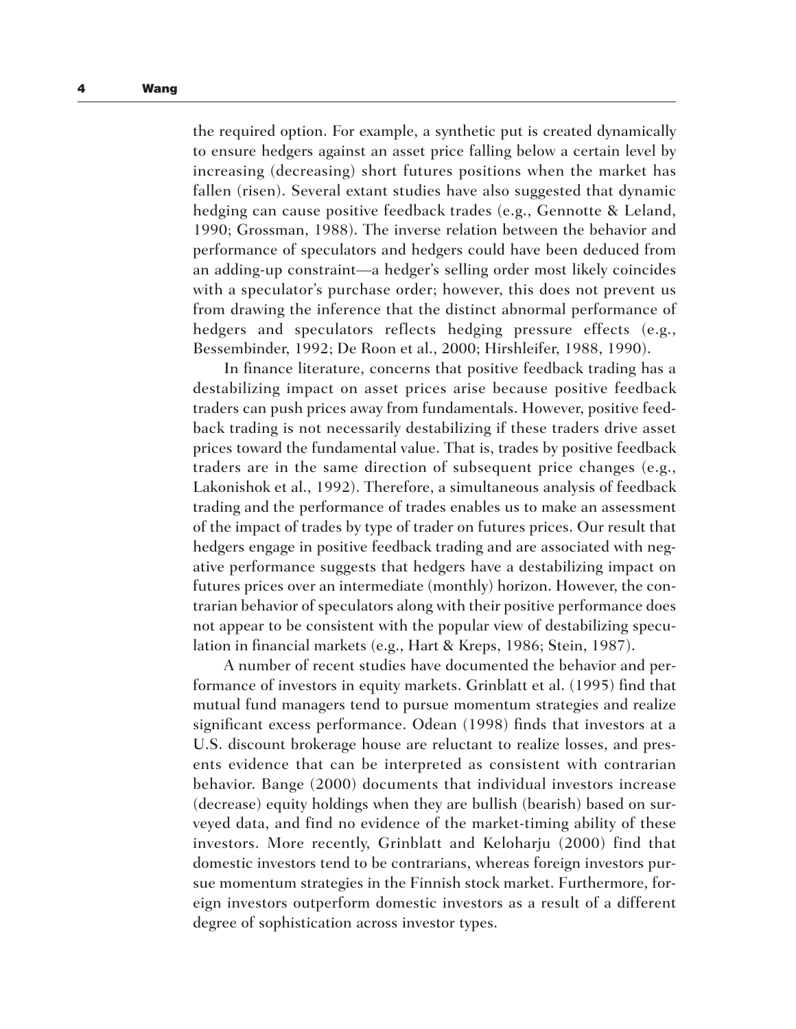the required option. For example, a synthetic put is created dynamically to ensure hedgers against an asset price falling below a certain level by increasing (decreasing) short futures positions when the market has fallen (risen). Several extant studies have also suggested that dynamic hedging can cause positive feedback trades (e.g., Gennotte & Leland, 1990; Grossman, 1988). The inverse relation between the behavior and performance of speculators and hedgers could have been deduced from an adding-up constraint—a hedger's selling order most likely coincides with a speculator's purchase order; however, this does not prevent us from drawing the inference that the distinct abnormal performance of hedgers and speculators reflects hedging pressure effects (e.g., Bessembinder, 1992; De Roon et al., 2000; Hirshleifer, 1988, 1990).

In finance literature, concerns that positive feedback trading has a destabilizing impact on asset prices arise because positive feedback traders can push prices away from fundamentals. However, positive feedback trading is not necessarily destabilizing if these traders drive asset prices toward the fundamental value. That is, trades by positive feedback traders are in the same direction of subsequent price changes (e.g., Lakonishok et al., 1992). Therefore, a simultaneous analysis of feedback trading and the performance of trades enables us to make an assessment of the impact of trades by type of trader on futures prices. Our result that hedgers engage in positive feedback trading and are associated with negative performance suggests that hedgers have a destabilizing impact on futures prices over an intermediate (monthly) horizon. However, the contrarian behavior of speculators along with their positive performance does not appear to be consistent with the popular view of destabilizing speculation in financial markets (e.g., Hart & Kreps, 1986; Stein, 1987).

A number of recent studies have documented the behavior and performance of investors in equity markets. Grinblatt et al. (1995) find that mutual fund managers tend to pursue momentum strategies and realize significant excess performance. Odean (1998) finds that investors at a U.S. discount brokerage house are reluctant to realize losses, and presents evidence that can be interpreted as consistent with contrarian behavior. Bange (2000) documents that individual investors increase (decrease) equity holdings when they are bullish (bearish) based on surveyed data, and find no evidence of the market-timing ability of these investors. More recently, Grinblatt and Keloharju (2000) find that domestic investors tend to be contrarians, whereas foreign investors pursue momentum strategies in the Finnish stock market. Furthermore, foreign investors outperform domestic investors as a result of a different degree of sophistication across investor types.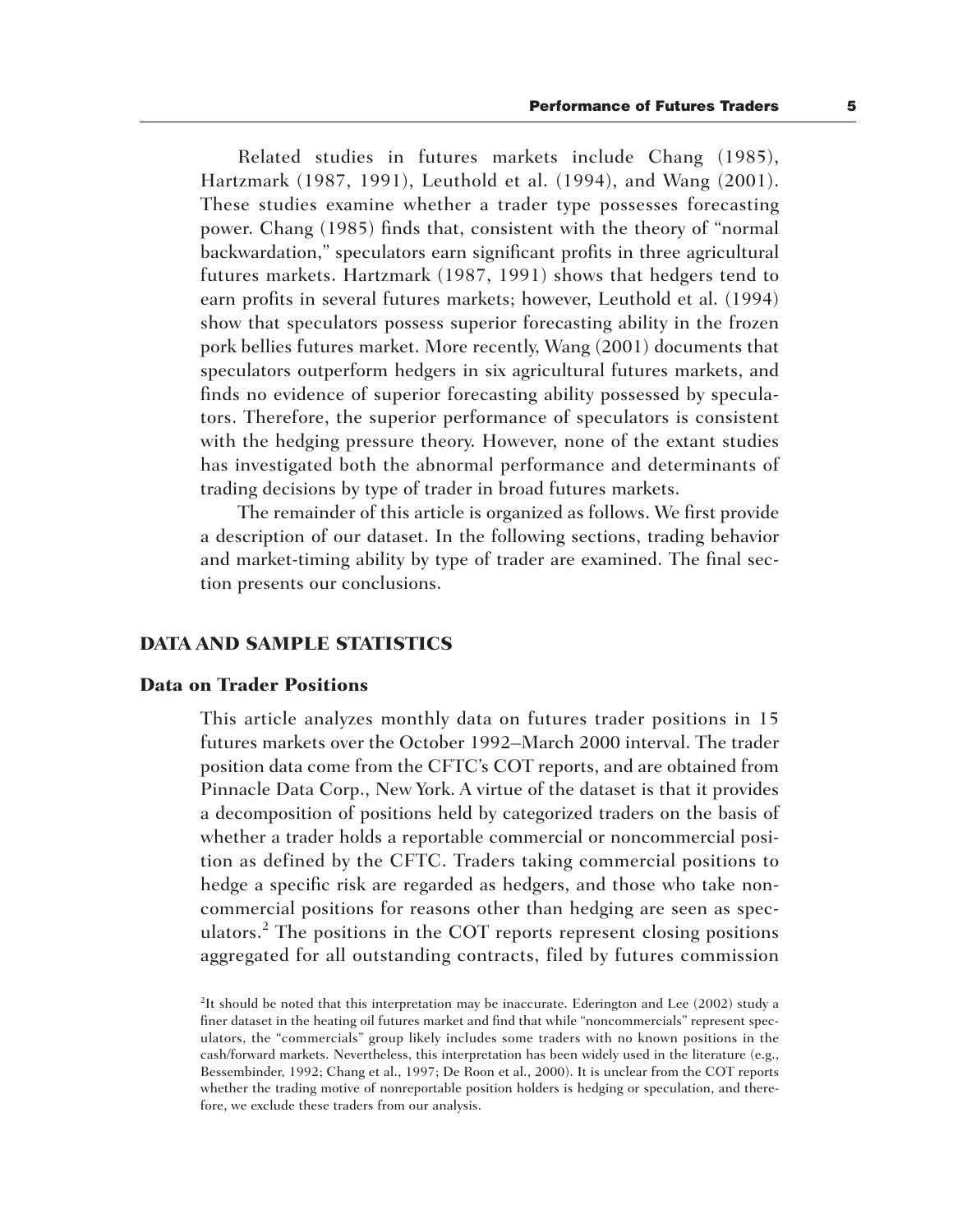Related studies in futures markets include Chang (1985), Hartzmark (1987, 1991), Leuthold et al. (1994), and Wang (2001). These studies examine whether a trader type possesses forecasting power. Chang (1985) finds that, consistent with the theory of "normal backwardation," speculators earn significant profits in three agricultural futures markets. Hartzmark (1987, 1991) shows that hedgers tend to earn profits in several futures markets; however, Leuthold et al. (1994) show that speculators possess superior forecasting ability in the frozen pork bellies futures market. More recently, Wang (2001) documents that speculators outperform hedgers in six agricultural futures markets, and finds no evidence of superior forecasting ability possessed by speculators. Therefore, the superior performance of speculators is consistent with the hedging pressure theory. However, none of the extant studies has investigated both the abnormal performance and determinants of trading decisions by type of trader in broad futures markets.

The remainder of this article is organized as follows. We first provide a description of our dataset. In the following sections, trading behavior and market-timing ability by type of trader are examined. The final section presents our conclusions.

## DATA AND SAMPLE STATISTICS

### Data on Trader Positions

This article analyzes monthly data on futures trader positions in 15 futures markets over the October 1992–March 2000 interval. The trader position data come from the CFTC's COT reports, and are obtained from Pinnacle Data Corp., New York. A virtue of the dataset is that it provides a decomposition of positions held by categorized traders on the basis of whether a trader holds a reportable commercial or noncommercial position as defined by the CFTC. Traders taking commercial positions to hedge a specific risk are regarded as hedgers, and those who take noncommercial positions for reasons other than hedging are seen as speculators.[2] The positions in the COT reports represent closing positions aggregated for all outstanding contracts, filed by futures commission

[2]It should be noted that this interpretation may be inaccurate. Ederington and Lee (2002) study a finer dataset in the heating oil futures market and find that while "noncommercials" represent speculators, the "commercials" group likely includes some traders with no known positions in the cash/forward markets. Nevertheless, this interpretation has been widely used in the literature (e.g., Bessembinder, 1992; Chang et al., 1997; De Roon et al., 2000). It is unclear from the COT reports whether the trading motive of nonreportable position holders is hedging or speculation, and therefore, we exclude these traders from our analysis.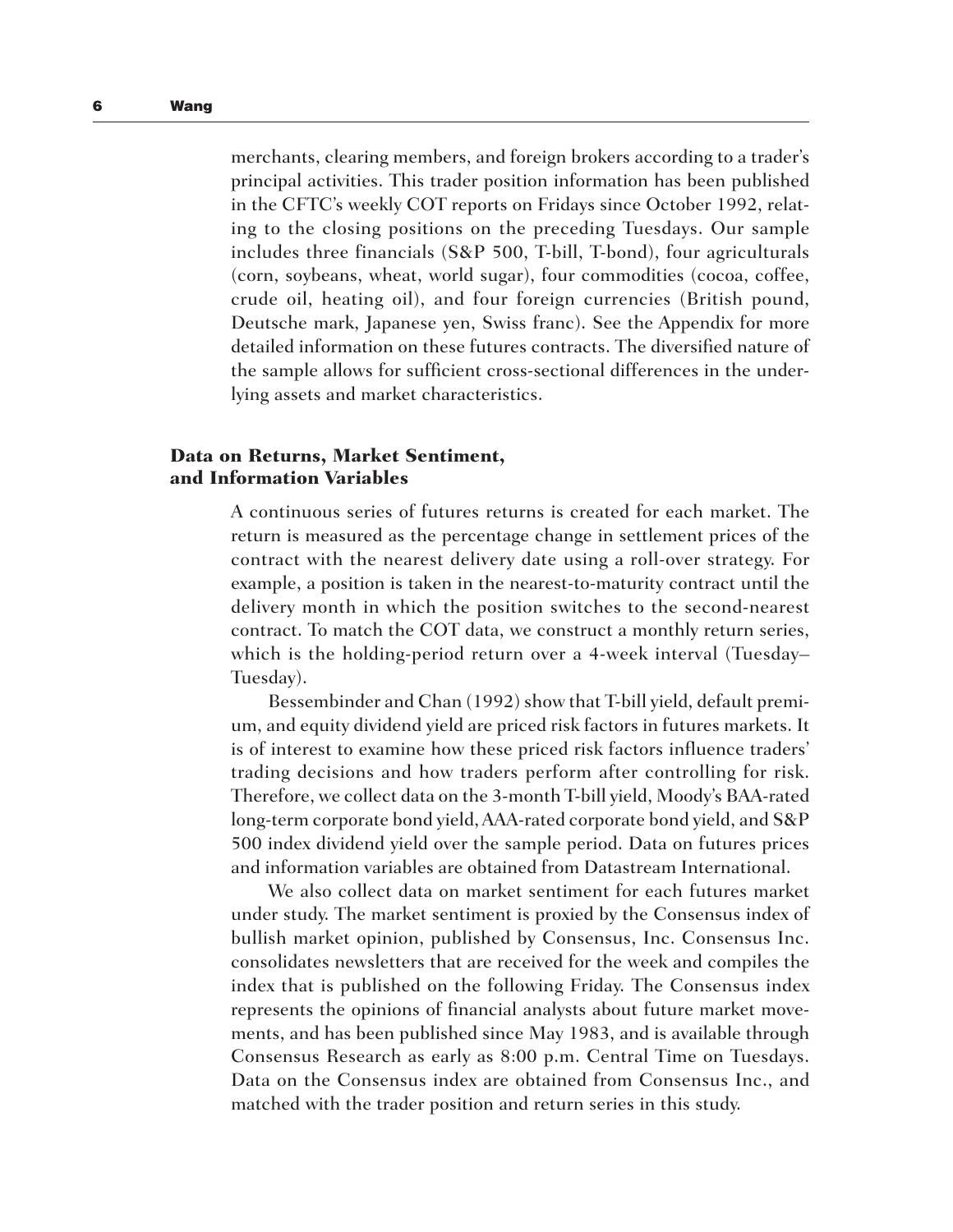merchants, clearing members, and foreign brokers according to a trader's principal activities. This trader position information has been published in the CFTC's weekly COT reports on Fridays since October 1992, relating to the closing positions on the preceding Tuesdays. Our sample includes three financials (S&P 500, T-bill, T-bond), four agriculturals (corn, soybeans, wheat, world sugar), four commodities (cocoa, coffee, crude oil, heating oil), and four foreign currencies (British pound, Deutsche mark, Japanese yen, Swiss franc). See the Appendix for more detailed information on these futures contracts. The diversified nature of the sample allows for sufficient cross-sectional differences in the underlying assets and market characteristics.

## Data on Returns, Market Sentiment, and Information Variables

A continuous series of futures returns is created for each market. The return is measured as the percentage change in settlement prices of the contract with the nearest delivery date using a roll-over strategy. For example, a position is taken in the nearest-to-maturity contract until the delivery month in which the position switches to the second-nearest contract. To match the COT data, we construct a monthly return series, which is the holding-period return over a 4-week interval (Tuesday–Tuesday).

Bessembinder and Chan (1992) show that T-bill yield, default premium, and equity dividend yield are priced risk factors in futures markets. It is of interest to examine how these priced risk factors influence traders' trading decisions and how traders perform after controlling for risk. Therefore, we collect data on the 3-month T-bill yield, Moody's BAA-rated long-term corporate bond yield, AAA-rated corporate bond yield, and S&P 500 index dividend yield over the sample period. Data on futures prices and information variables are obtained from Datastream International.

We also collect data on market sentiment for each futures market under study. The market sentiment is proxied by the Consensus index of bullish market opinion, published by Consensus, Inc. Consensus Inc. consolidates newsletters that are received for the week and compiles the index that is published on the following Friday. The Consensus index represents the opinions of financial analysts about future market movements, and has been published since May 1983, and is available through Consensus Research as early as 8:00 p.m. Central Time on Tuesdays. Data on the Consensus index are obtained from Consensus Inc., and matched with the trader position and return series in this study.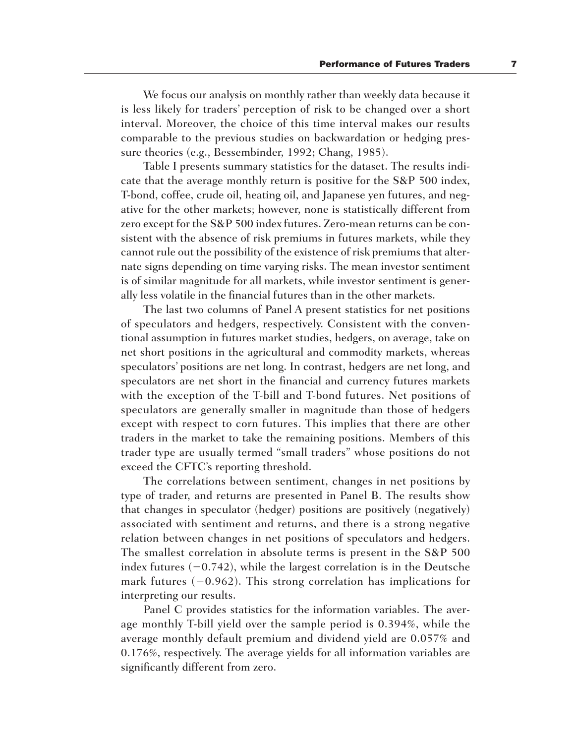We focus our analysis on monthly rather than weekly data because it is less likely for traders' perception of risk to be changed over a short interval. Moreover, the choice of this time interval makes our results comparable to the previous studies on backwardation or hedging pressure theories (e.g., Bessembinder, 1992; Chang, 1985).

Table I presents summary statistics for the dataset. The results indicate that the average monthly return is positive for the S&P 500 index, T-bond, coffee, crude oil, heating oil, and Japanese yen futures, and negative for the other markets; however, none is statistically different from zero except for the S&P 500 index futures. Zero-mean returns can be consistent with the absence of risk premiums in futures markets, while they cannot rule out the possibility of the existence of risk premiums that alternate signs depending on time varying risks. The mean investor sentiment is of similar magnitude for all markets, while investor sentiment is generally less volatile in the financial futures than in the other markets.

The last two columns of Panel A present statistics for net positions of speculators and hedgers, respectively. Consistent with the conventional assumption in futures market studies, hedgers, on average, take on net short positions in the agricultural and commodity markets, whereas speculators' positions are net long. In contrast, hedgers are net long, and speculators are net short in the financial and currency futures markets with the exception of the T-bill and T-bond futures. Net positions of speculators are generally smaller in magnitude than those of hedgers except with respect to corn futures. This implies that there are other traders in the market to take the remaining positions. Members of this trader type are usually termed "small traders" whose positions do not exceed the CFTC's reporting threshold.

The correlations between sentiment, changes in net positions by type of trader, and returns are presented in Panel B. The results show that changes in speculator (hedger) positions are positively (negatively) associated with sentiment and returns, and there is a strong negative relation between changes in net positions of speculators and hedgers. The smallest correlation in absolute terms is present in the S&P 500 index futures (−0.742), while the largest correlation is in the Deutsche mark futures (−0.962). This strong correlation has implications for interpreting our results.

Panel C provides statistics for the information variables. The average monthly T-bill yield over the sample period is 0.394%, while the average monthly default premium and dividend yield are 0.057% and 0.176%, respectively. The average yields for all information variables are significantly different from zero.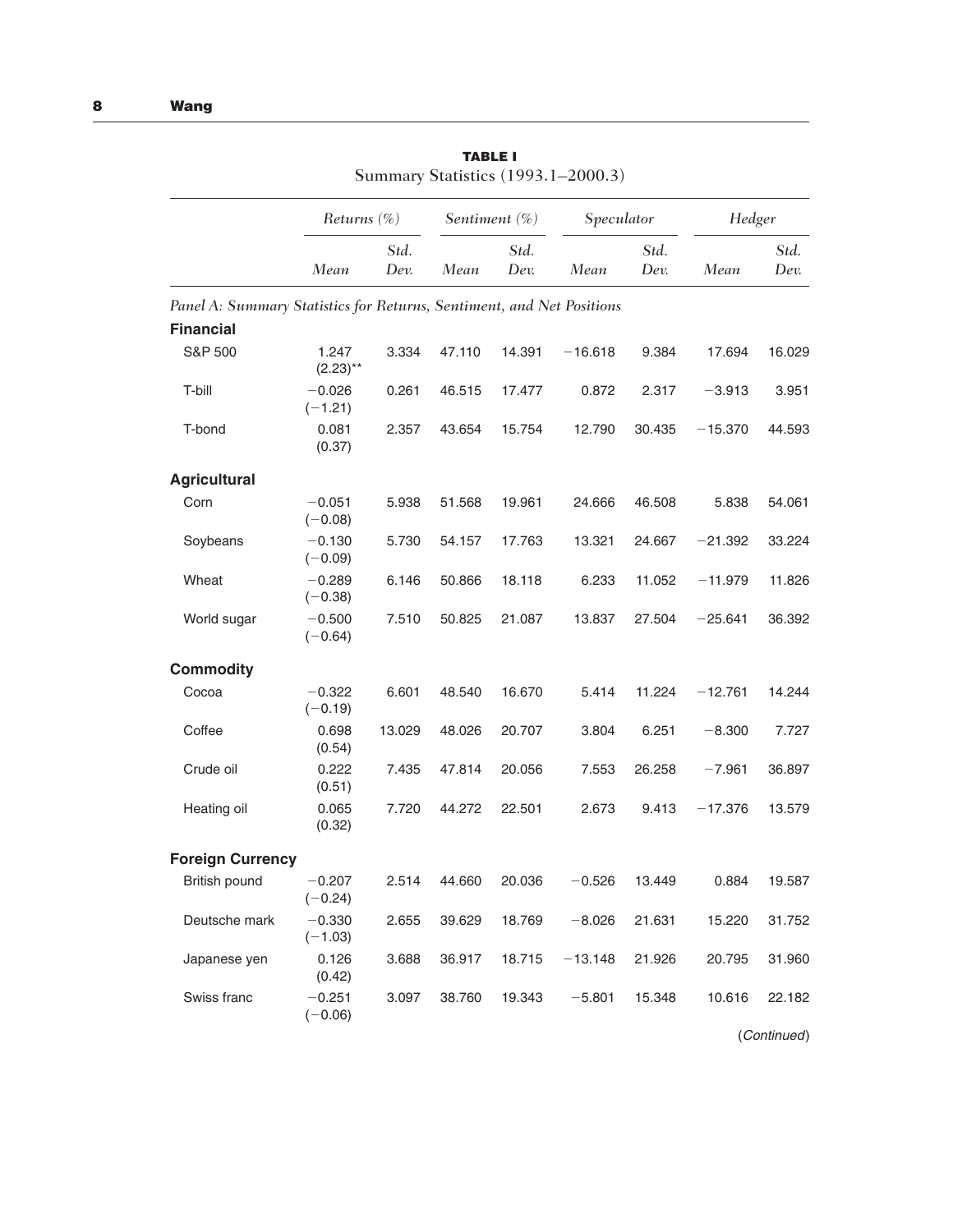**TABLE I**
Summary Statistics (1993.1–2000.3)

| | *Returns (%)* | | *Sentiment (%)* | | *Speculator* | | *Hedger* | |
|---|---|---|---|---|---|---|---|---|
| | *Mean* | *Std. Dev.* | *Mean* | *Std. Dev.* | *Mean* | *Std. Dev.* | *Mean* | *Std. Dev.* |
| *Panel A: Summary Statistics for Returns, Sentiment, and Net Positions* | | | | | | | | |
| **Financial** | | | | | | | | |
| S&P 500 | 1.247 (2.23)** | 3.334 | 47.110 | 14.391 | −16.618 | 9.384 | 17.694 | 16.029 |
| T-bill | −0.026 (−1.21) | 0.261 | 46.515 | 17.477 | 0.872 | 2.317 | −3.913 | 3.951 |
| T-bond | 0.081 (0.37) | 2.357 | 43.654 | 15.754 | 12.790 | 30.435 | −15.370 | 44.593 |
| **Agricultural** | | | | | | | | |
| Corn | −0.051 (−0.08) | 5.938 | 51.568 | 19.961 | 24.666 | 46.508 | 5.838 | 54.061 |
| Soybeans | −0.130 (−0.09) | 5.730 | 54.157 | 17.763 | 13.321 | 24.667 | −21.392 | 33.224 |
| Wheat | −0.289 (−0.38) | 6.146 | 50.866 | 18.118 | 6.233 | 11.052 | −11.979 | 11.826 |
| World sugar | −0.500 (−0.64) | 7.510 | 50.825 | 21.087 | 13.837 | 27.504 | −25.641 | 36.392 |
| **Commodity** | | | | | | | | |
| Cocoa | −0.322 (−0.19) | 6.601 | 48.540 | 16.670 | 5.414 | 11.224 | −12.761 | 14.244 |
| Coffee | 0.698 (0.54) | 13.029 | 48.026 | 20.707 | 3.804 | 6.251 | −8.300 | 7.727 |
| Crude oil | 0.222 (0.51) | 7.435 | 47.814 | 20.056 | 7.553 | 26.258 | −7.961 | 36.897 |
| Heating oil | 0.065 (0.32) | 7.720 | 44.272 | 22.501 | 2.673 | 9.413 | −17.376 | 13.579 |
| **Foreign Currency** | | | | | | | | |
| British pound | −0.207 (−0.24) | 2.514 | 44.660 | 20.036 | −0.526 | 13.449 | 0.884 | 19.587 |
| Deutsche mark | −0.330 (−1.03) | 2.655 | 39.629 | 18.769 | −8.026 | 21.631 | 15.220 | 31.752 |
| Japanese yen | 0.126 (0.42) | 3.688 | 36.917 | 18.715 | −13.148 | 21.926 | 20.795 | 31.960 |
| Swiss franc | −0.251 (−0.06) | 3.097 | 38.760 | 19.343 | −5.801 | 15.348 | 10.616 | 22.182 |

(*Continued*)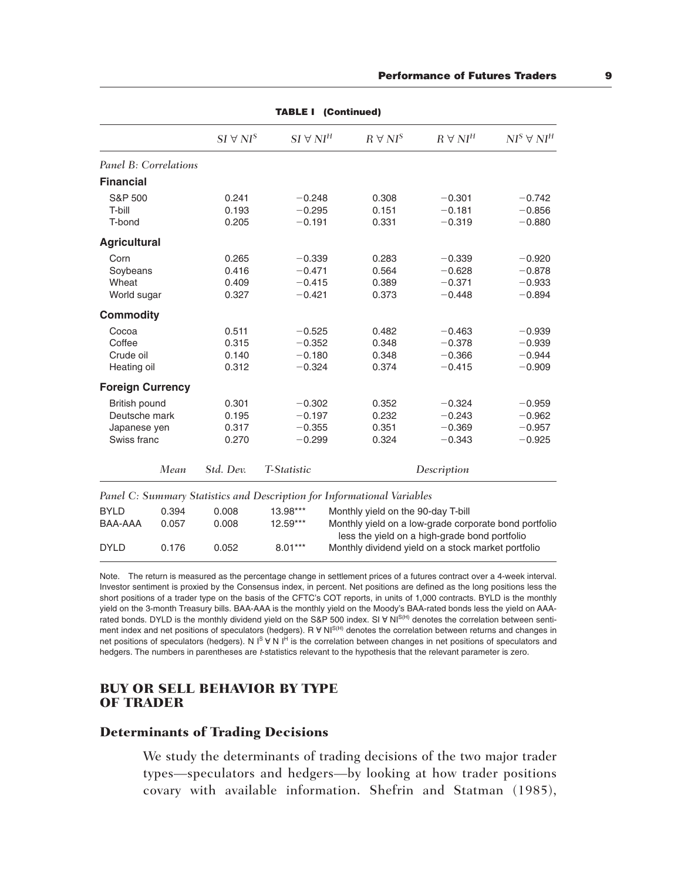**TABLE I (Continued)**

| | $SI \forall NI^S$ | $SI \forall NI^H$ | $R \forall NI^S$ | $R \forall NI^H$ | $NI^S \forall NI^H$ |
|---|---|---|---|---|---|
| *Panel B: Correlations* | | | | | |
| **Financial** | | | | | |
| S&P 500 | 0.241 | −0.248 | 0.308 | −0.301 | −0.742 |
| T-bill | 0.193 | −0.295 | 0.151 | −0.181 | −0.856 |
| T-bond | 0.205 | −0.191 | 0.331 | −0.319 | −0.880 |
| **Agricultural** | | | | | |
| Corn | 0.265 | −0.339 | 0.283 | −0.339 | −0.920 |
| Soybeans | 0.416 | −0.471 | 0.564 | −0.628 | −0.878 |
| Wheat | 0.409 | −0.415 | 0.389 | −0.371 | −0.933 |
| World sugar | 0.327 | −0.421 | 0.373 | −0.448 | −0.894 |
| **Commodity** | | | | | |
| Cocoa | 0.511 | −0.525 | 0.482 | −0.463 | −0.939 |
| Coffee | 0.315 | −0.352 | 0.348 | −0.378 | −0.939 |
| Crude oil | 0.140 | −0.180 | 0.348 | −0.366 | −0.944 |
| Heating oil | 0.312 | −0.324 | 0.374 | −0.415 | −0.909 |
| **Foreign Currency** | | | | | |
| British pound | 0.301 | −0.302 | 0.352 | −0.324 | −0.959 |
| Deutsche mark | 0.195 | −0.197 | 0.232 | −0.243 | −0.962 |
| Japanese yen | 0.317 | −0.355 | 0.351 | −0.369 | −0.957 |
| Swiss franc | 0.270 | −0.299 | 0.324 | −0.343 | −0.925 |

*Panel C: Summary Statistics and Description for Informational Variables*

| | *Mean* | *Std. Dev.* | *T-Statistic* | *Description* |
|---|---|---|---|---|
| BYLD | 0.394 | 0.008 | 13.98*** | Monthly yield on the 90-day T-bill |
| BAA-AAA | 0.057 | 0.008 | 12.59*** | Monthly yield on a low-grade corporate bond portfolio less the yield on a high-grade bond portfolio |
| DYLD | 0.176 | 0.052 | 8.01*** | Monthly dividend yield on a stock market portfolio |

Note. The return is measured as the percentage change in settlement prices of a futures contract over a 4-week interval. Investor sentiment is proxied by the Consensus index, in percent. Net positions are defined as the long positions less the short positions of a trader type on the basis of the CFTC's COT reports, in units of 1,000 contracts. BYLD is the monthly yield on the 3-month Treasury bills. BAA-AAA is the monthly yield on the Moody's BAA-rated bonds less the yield on AAA-rated bonds. DYLD is the monthly dividend yield on the S&P 500 index. $SI \forall NI^{S(H)}$ denotes the correlation between sentiment index and net positions of speculators (hedgers). $R \forall NI^{S(H)}$ denotes the correlation between returns and changes in net positions of speculators (hedgers). $NI^S \forall NI^H$ is the correlation between changes in net positions of speculators and hedgers. The numbers in parentheses are *t*-statistics relevant to the hypothesis that the relevant parameter is zero.

## BUY OR SELL BEHAVIOR BY TYPE OF TRADER

### Determinants of Trading Decisions

We study the determinants of trading decisions of the two major trader types—speculators and hedgers—by looking at how trader positions covary with available information. Shefrin and Statman (1985),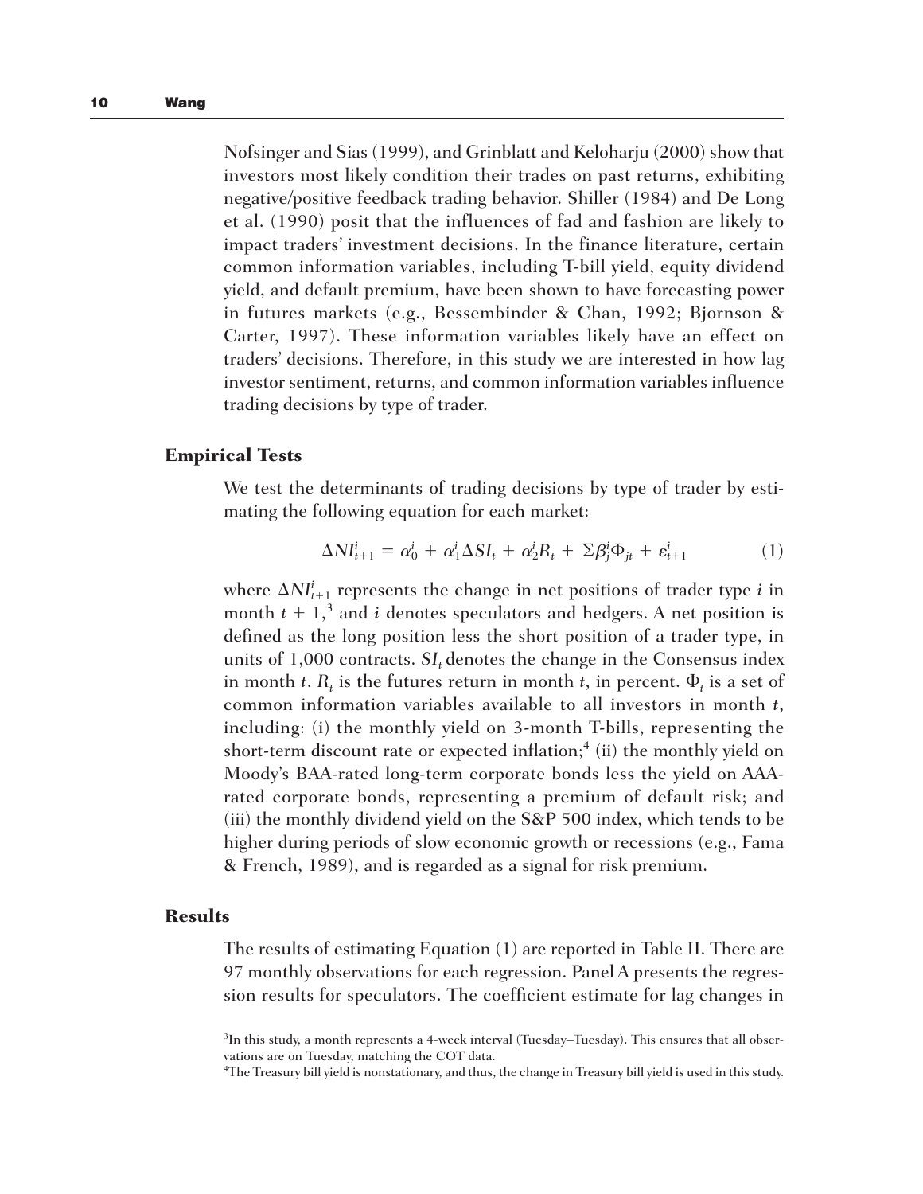Nofsinger and Sias (1999), and Grinblatt and Keloharju (2000) show that investors most likely condition their trades on past returns, exhibiting negative/positive feedback trading behavior. Shiller (1984) and De Long et al. (1990) posit that the influences of fad and fashion are likely to impact traders' investment decisions. In the finance literature, certain common information variables, including T-bill yield, equity dividend yield, and default premium, have been shown to have forecasting power in futures markets (e.g., Bessembinder & Chan, 1992; Bjornson & Carter, 1997). These information variables likely have an effect on traders' decisions. Therefore, in this study we are interested in how lag investor sentiment, returns, and common information variables influence trading decisions by type of trader.

## Empirical Tests

We test the determinants of trading decisions by type of trader by estimating the following equation for each market:

$$\Delta NI^i_{t+1} = \alpha^i_0 + \alpha^i_1 \Delta SI_t + \alpha^i_2 R_t + \Sigma \beta^i_j \Phi_{jt} + \varepsilon^i_{t+1} \quad (1)$$

where $\Delta NI^i_{t+1}$ represents the change in net positions of trader type $i$ in month $t + 1$,[3] and $i$ denotes speculators and hedgers. A net position is defined as the long position less the short position of a trader type, in units of 1,000 contracts. $SI_t$ denotes the change in the Consensus index in month $t$. $R_t$ is the futures return in month $t$, in percent. $\Phi_t$ is a set of common information variables available to all investors in month $t$, including: (i) the monthly yield on 3-month T-bills, representing the short-term discount rate or expected inflation;[4] (ii) the monthly yield on Moody's BAA-rated long-term corporate bonds less the yield on AAA-rated corporate bonds, representing a premium of default risk; and (iii) the monthly dividend yield on the S&P 500 index, which tends to be higher during periods of slow economic growth or recessions (e.g., Fama & French, 1989), and is regarded as a signal for risk premium.

## Results

The results of estimating Equation (1) are reported in Table II. There are 97 monthly observations for each regression. Panel A presents the regression results for speculators. The coefficient estimate for lag changes in

[3] In this study, a month represents a 4-week interval (Tuesday–Tuesday). This ensures that all observations are on Tuesday, matching the COT data.

[4] The Treasury bill yield is nonstationary, and thus, the change in Treasury bill yield is used in this study.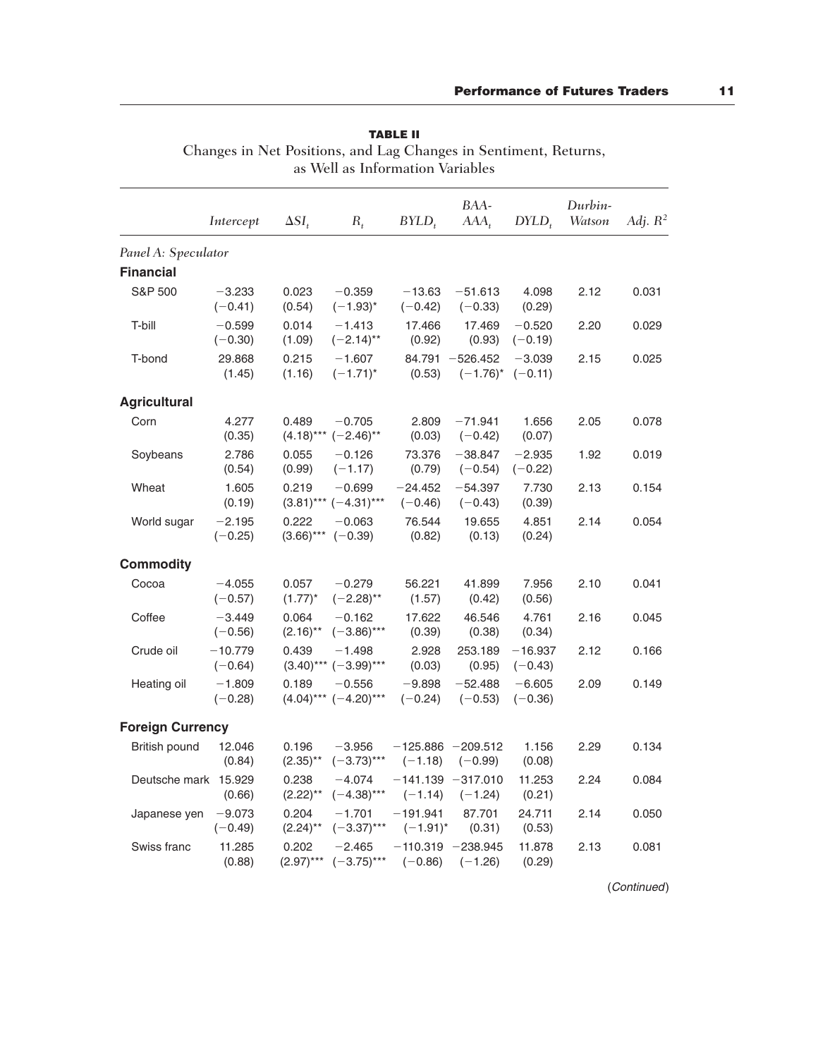**TABLE II**

Changes in Net Positions, and Lag Changes in Sentiment, Returns, as Well as Information Variables

| | *Intercept* | $\Delta SI_t$ | $R_t$ | $BYLD_t$ | *BAA-* $AAA_t$ | $DYLD_t$ | *Durbin-Watson* | *Adj.* $R^2$ |
|---|---|---|---|---|---|---|---|---|
| *Panel A: Speculator* | | | | | | | | |
| **Financial** | | | | | | | | |
| S&P 500 | −3.233 (−0.41) | 0.023 (0.54) | −0.359 (−1.93)* | −13.63 (−0.42) | −51.613 (−0.33) | 4.098 (0.29) | 2.12 | 0.031 |
| T-bill | −0.599 (−0.30) | 0.014 (1.09) | −1.413 (−2.14)** | 17.466 (0.92) | 17.469 (0.93) | −0.520 (−0.19) | 2.20 | 0.029 |
| T-bond | 29.868 (1.45) | 0.215 (1.16) | −1.607 (−1.71)* | 84.791 (0.53) | −526.452 (−1.76)* | −3.039 (−0.11) | 2.15 | 0.025 |
| **Agricultural** | | | | | | | | |
| Corn | 4.277 (0.35) | 0.489 (4.18)*** | −0.705 (−2.46)** | 2.809 (0.03) | −71.941 (−0.42) | 1.656 (0.07) | 2.05 | 0.078 |
| Soybeans | 2.786 (0.54) | 0.055 (0.99) | −0.126 (−1.17) | 73.376 (0.79) | −38.847 (−0.54) | −2.935 (−0.22) | 1.92 | 0.019 |
| Wheat | 1.605 (0.19) | 0.219 (3.81)*** | −0.699 (−4.31)*** | −24.452 (−0.46) | −54.397 (−0.43) | 7.730 (0.39) | 2.13 | 0.154 |
| World sugar | −2.195 (−0.25) | 0.222 (3.66)*** | −0.063 (−0.39) | 76.544 (0.82) | 19.655 (0.13) | 4.851 (0.24) | 2.14 | 0.054 |
| **Commodity** | | | | | | | | |
| Cocoa | −4.055 (−0.57) | 0.057 (1.77)* | −0.279 (−2.28)** | 56.221 (1.57) | 41.899 (0.42) | 7.956 (0.56) | 2.10 | 0.041 |
| Coffee | −3.449 (−0.56) | 0.064 (2.16)** | −0.162 (−3.86)*** | 17.622 (0.39) | 46.546 (0.38) | 4.761 (0.34) | 2.16 | 0.045 |
| Crude oil | −10.779 (−0.64) | 0.439 (3.40)*** | −1.498 (−3.99)*** | 2.928 (0.03) | 253.189 (0.95) | −16.937 (−0.43) | 2.12 | 0.166 |
| Heating oil | −1.809 (−0.28) | 0.189 (4.04)*** | −0.556 (−4.20)*** | −9.898 (−0.24) | −52.488 (−0.53) | −6.605 (−0.36) | 2.09 | 0.149 |
| **Foreign Currency** | | | | | | | | |
| British pound | 12.046 (0.84) | 0.196 (2.35)** | −3.956 (−3.73)*** | −125.886 (−1.18) | −209.512 (−0.99) | 1.156 (0.08) | 2.29 | 0.134 |
| Deutsche mark | 15.929 (0.66) | 0.238 (2.22)** | −4.074 (−4.38)*** | −141.139 (−1.14) | −317.010 (−1.24) | 11.253 (0.21) | 2.24 | 0.084 |
| Japanese yen | −9.073 (−0.49) | 0.204 (2.24)** | −1.701 (−3.37)*** | −191.941 (−1.91)* | 87.701 (0.31) | 24.711 (0.53) | 2.14 | 0.050 |
| Swiss franc | 11.285 (0.88) | 0.202 (2.97)*** | −2.465 (−3.75)*** | −110.319 (−0.86) | −238.945 (−1.26) | 11.878 (0.29) | 2.13 | 0.081 |

(*Continued*)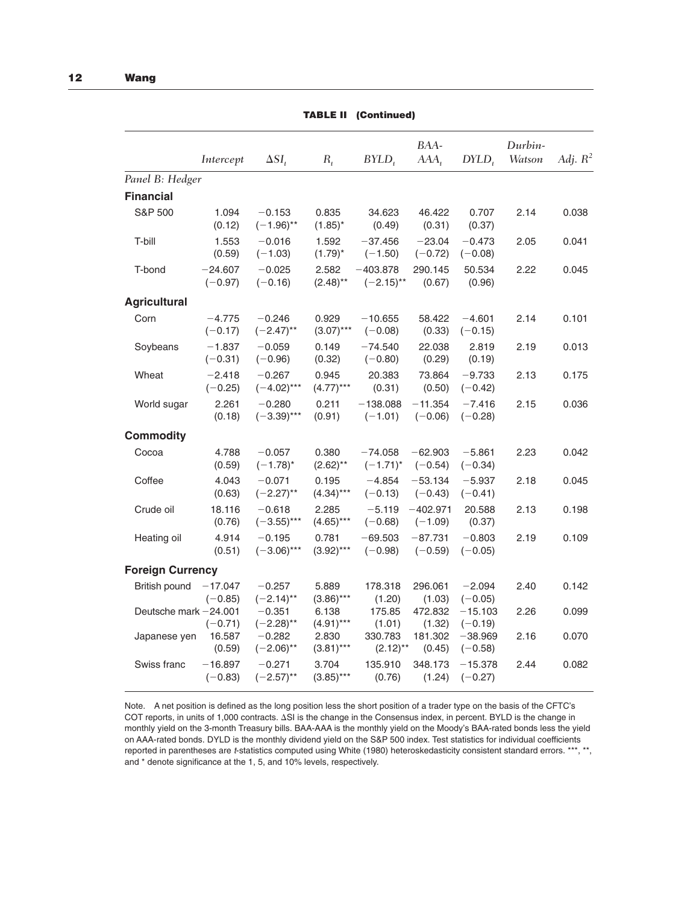**TABLE II (Continued)**

| | *Intercept* | $\Delta SI_t$ | $R_t$ | $BYLD_t$ | $BAA\text{-}AAA_t$ | $DYLD_t$ | *Durbin-Watson* | *Adj.* $R^2$ |
|---|---|---|---|---|---|---|---|---|
| *Panel B: Hedger* | | | | | | | | |
| **Financial** | | | | | | | | |
| S&P 500 | 1.094 | −0.153 | 0.835 | 34.623 | 46.422 | 0.707 | 2.14 | 0.038 |
| | (0.12) | (−1.96)** | (1.85)* | (0.49) | (0.31) | (0.37) | | |
| T-bill | 1.553 | −0.016 | 1.592 | −37.456 | −23.04 | −0.473 | 2.05 | 0.041 |
| | (0.59) | (−1.03) | (1.79)* | (−1.50) | (−0.72) | (−0.08) | | |
| T-bond | −24.607 | −0.025 | 2.582 | −403.878 | 290.145 | 50.534 | 2.22 | 0.045 |
| | (−0.97) | (−0.16) | (2.48)** | (−2.15)** | (0.67) | (0.96) | | |
| **Agricultural** | | | | | | | | |
| Corn | −4.775 | −0.246 | 0.929 | −10.655 | 58.422 | −4.601 | 2.14 | 0.101 |
| | (−0.17) | (−2.47)** | (3.07)*** | (−0.08) | (0.33) | (−0.15) | | |
| Soybeans | −1.837 | −0.059 | 0.149 | −74.540 | 22.038 | 2.819 | 2.19 | 0.013 |
| | (−0.31) | (−0.96) | (0.32) | (−0.80) | (0.29) | (0.19) | | |
| Wheat | −2.418 | −0.267 | 0.945 | 20.383 | 73.864 | −9.733 | 2.13 | 0.175 |
| | (−0.25) | (−4.02)*** | (4.77)*** | (0.31) | (0.50) | (−0.42) | | |
| World sugar | 2.261 | −0.280 | 0.211 | −138.088 | −11.354 | −7.416 | 2.15 | 0.036 |
| | (0.18) | (−3.39)*** | (0.91) | (−1.01) | (−0.06) | (−0.28) | | |
| **Commodity** | | | | | | | | |
| Cocoa | 4.788 | −0.057 | 0.380 | −74.058 | −62.903 | −5.861 | 2.23 | 0.042 |
| | (0.59) | (−1.78)* | (2.62)** | (−1.71)* | (−0.54) | (−0.34) | | |
| Coffee | 4.043 | −0.071 | 0.195 | −4.854 | −53.134 | −5.937 | 2.18 | 0.045 |
| | (0.63) | (−2.27)** | (4.34)*** | (−0.13) | (−0.43) | (−0.41) | | |
| Crude oil | 18.116 | −0.618 | 2.285 | −5.119 | −402.971 | 20.588 | 2.13 | 0.198 |
| | (0.76) | (−3.55)*** | (4.65)*** | (−0.68) | (−1.09) | (0.37) | | |
| Heating oil | 4.914 | −0.195 | 0.781 | −69.503 | −87.731 | −0.803 | 2.19 | 0.109 |
| | (0.51) | (−3.06)*** | (3.92)*** | (−0.98) | (−0.59) | (−0.05) | | |
| **Foreign Currency** | | | | | | | | |
| British pound | −17.047 | −0.257 | 5.889 | 178.318 | 296.061 | −2.094 | 2.40 | 0.142 |
| | (−0.85) | (−2.14)** | (3.86)*** | (1.20) | (1.03) | (−0.05) | | |
| Deutsche mark | −24.001 | −0.351 | 6.138 | 175.85 | 472.832 | −15.103 | 2.26 | 0.099 |
| | (−0.71) | (−2.28)** | (4.91)*** | (1.01) | (1.32) | (−0.19) | | |
| Japanese yen | 16.587 | −0.282 | 2.830 | 330.783 | 181.302 | −38.969 | 2.16 | 0.070 |
| | (0.59) | (−2.06)** | (3.81)*** | (2.12)** | (0.45) | (−0.58) | | |
| Swiss franc | −16.897 | −0.271 | 3.704 | 135.910 | 348.173 | −15.378 | 2.44 | 0.082 |
| | (−0.83) | (−2.57)** | (3.85)*** | (0.76) | (1.24) | (−0.27) | | |

Note. A net position is defined as the long position less the short position of a trader type on the basis of the CFTC's COT reports, in units of 1,000 contracts. ΔSI is the change in the Consensus index, in percent. BYLD is the change in monthly yield on the 3-month Treasury bills. BAA-AAA is the monthly yield on the Moody's BAA-rated bonds less the yield on AAA-rated bonds. DYLD is the monthly dividend yield on the S&P 500 index. Test statistics for individual coefficients reported in parentheses are *t*-statistics computed using White (1980) heteroskedasticity consistent standard errors. ***, **, and * denote significance at the 1, 5, and 10% levels, respectively.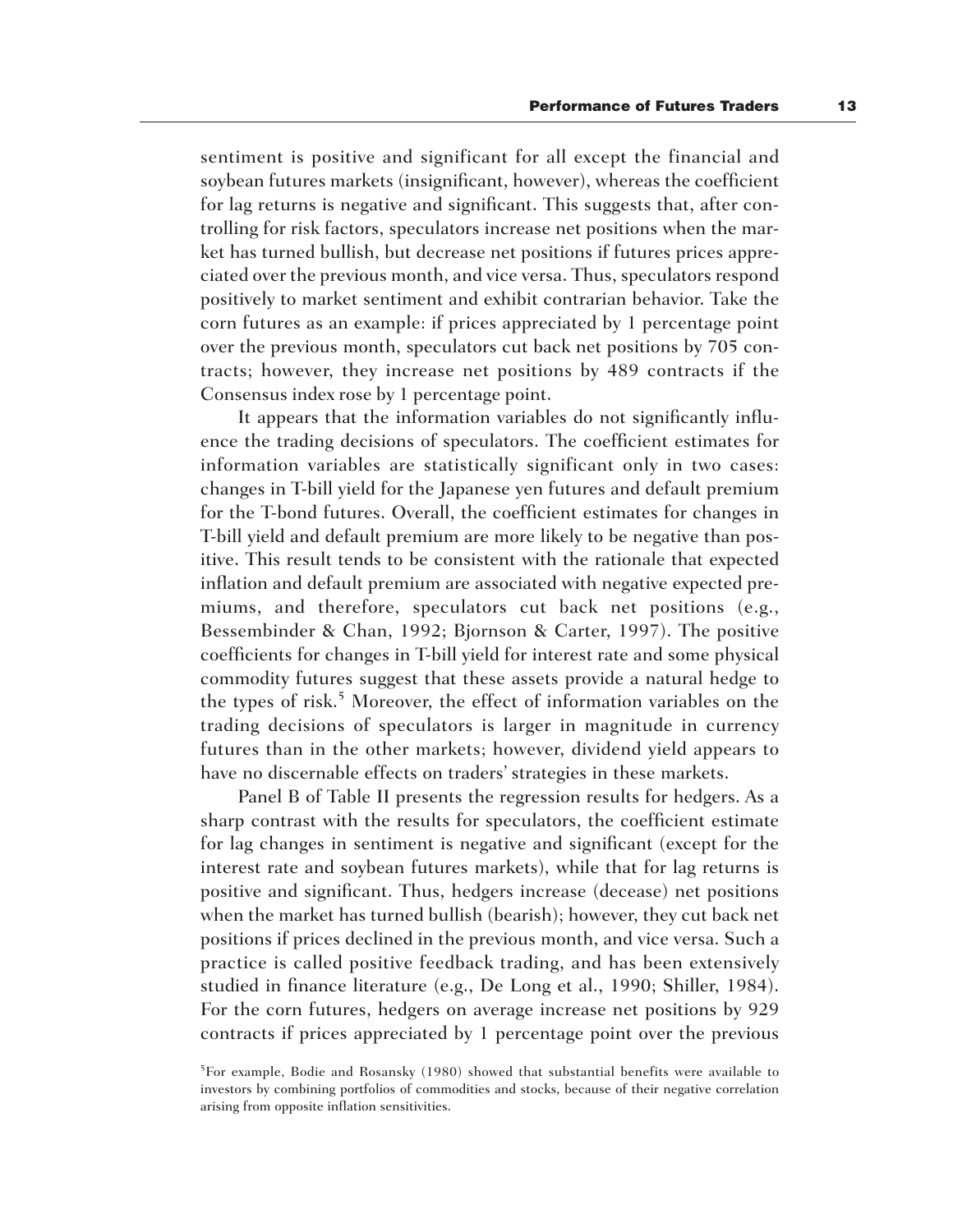sentiment is positive and significant for all except the financial and soybean futures markets (insignificant, however), whereas the coefficient for lag returns is negative and significant. This suggests that, after controlling for risk factors, speculators increase net positions when the market has turned bullish, but decrease net positions if futures prices appreciated over the previous month, and vice versa. Thus, speculators respond positively to market sentiment and exhibit contrarian behavior. Take the corn futures as an example: if prices appreciated by 1 percentage point over the previous month, speculators cut back net positions by 705 contracts; however, they increase net positions by 489 contracts if the Consensus index rose by 1 percentage point.

It appears that the information variables do not significantly influence the trading decisions of speculators. The coefficient estimates for information variables are statistically significant only in two cases: changes in T-bill yield for the Japanese yen futures and default premium for the T-bond futures. Overall, the coefficient estimates for changes in T-bill yield and default premium are more likely to be negative than positive. This result tends to be consistent with the rationale that expected inflation and default premium are associated with negative expected premiums, and therefore, speculators cut back net positions (e.g., Bessembinder & Chan, 1992; Bjornson & Carter, 1997). The positive coefficients for changes in T-bill yield for interest rate and some physical commodity futures suggest that these assets provide a natural hedge to the types of risk.[5] Moreover, the effect of information variables on the trading decisions of speculators is larger in magnitude in currency futures than in the other markets; however, dividend yield appears to have no discernable effects on traders' strategies in these markets.

Panel B of Table II presents the regression results for hedgers. As a sharp contrast with the results for speculators, the coefficient estimate for lag changes in sentiment is negative and significant (except for the interest rate and soybean futures markets), while that for lag returns is positive and significant. Thus, hedgers increase (decease) net positions when the market has turned bullish (bearish); however, they cut back net positions if prices declined in the previous month, and vice versa. Such a practice is called positive feedback trading, and has been extensively studied in finance literature (e.g., De Long et al., 1990; Shiller, 1984). For the corn futures, hedgers on average increase net positions by 929 contracts if prices appreciated by 1 percentage point over the previous

[5]For example, Bodie and Rosansky (1980) showed that substantial benefits were available to investors by combining portfolios of commodities and stocks, because of their negative correlation arising from opposite inflation sensitivities.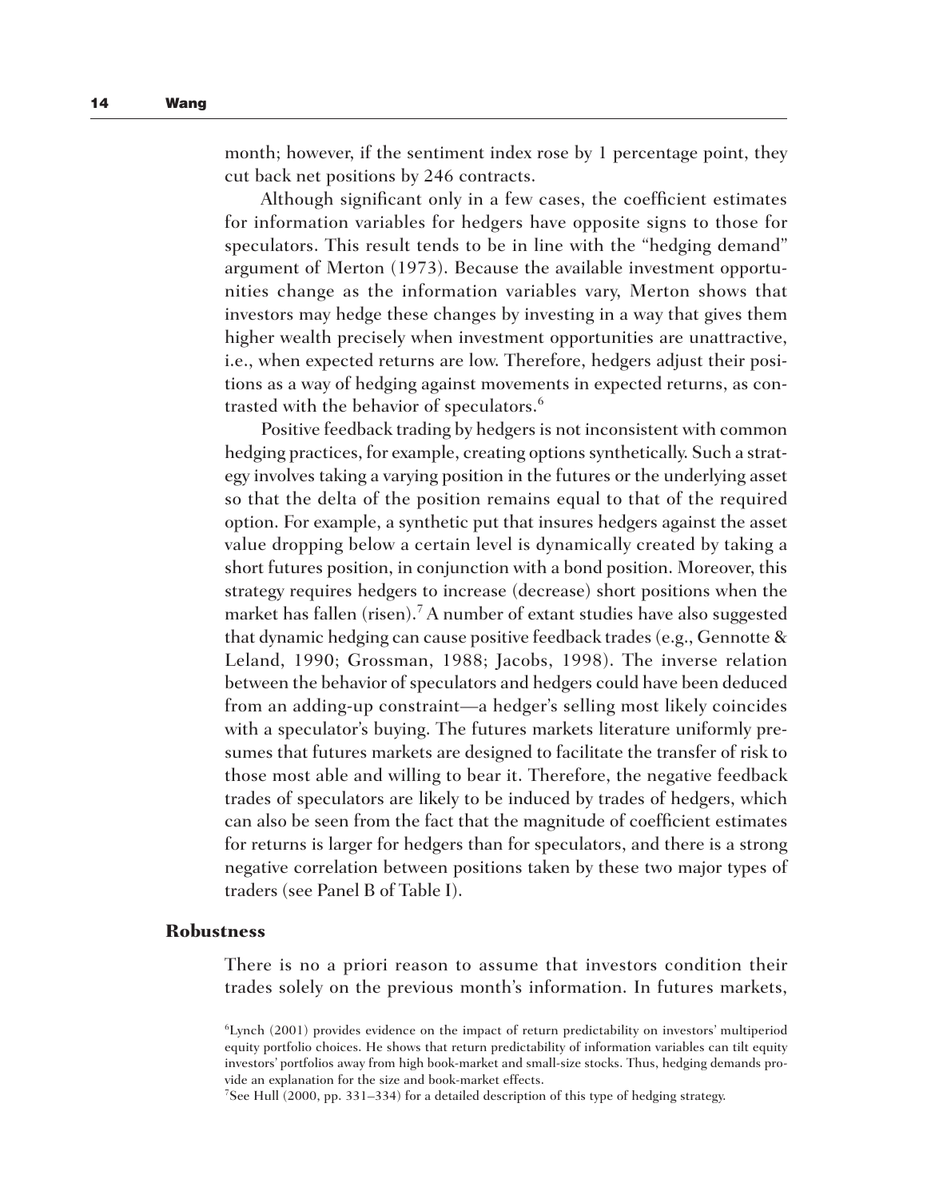month; however, if the sentiment index rose by 1 percentage point, they cut back net positions by 246 contracts.

Although significant only in a few cases, the coefficient estimates for information variables for hedgers have opposite signs to those for speculators. This result tends to be in line with the "hedging demand" argument of Merton (1973). Because the available investment opportunities change as the information variables vary, Merton shows that investors may hedge these changes by investing in a way that gives them higher wealth precisely when investment opportunities are unattractive, i.e., when expected returns are low. Therefore, hedgers adjust their positions as a way of hedging against movements in expected returns, as contrasted with the behavior of speculators.[6]

Positive feedback trading by hedgers is not inconsistent with common hedging practices, for example, creating options synthetically. Such a strategy involves taking a varying position in the futures or the underlying asset so that the delta of the position remains equal to that of the required option. For example, a synthetic put that insures hedgers against the asset value dropping below a certain level is dynamically created by taking a short futures position, in conjunction with a bond position. Moreover, this strategy requires hedgers to increase (decrease) short positions when the market has fallen (risen).[7] A number of extant studies have also suggested that dynamic hedging can cause positive feedback trades (e.g., Gennotte & Leland, 1990; Grossman, 1988; Jacobs, 1998). The inverse relation between the behavior of speculators and hedgers could have been deduced from an adding-up constraint—a hedger's selling most likely coincides with a speculator's buying. The futures markets literature uniformly presumes that futures markets are designed to facilitate the transfer of risk to those most able and willing to bear it. Therefore, the negative feedback trades of speculators are likely to be induced by trades of hedgers, which can also be seen from the fact that the magnitude of coefficient estimates for returns is larger for hedgers than for speculators, and there is a strong negative correlation between positions taken by these two major types of traders (see Panel B of Table I).

## Robustness

There is no a priori reason to assume that investors condition their trades solely on the previous month's information. In futures markets,

[6]Lynch (2001) provides evidence on the impact of return predictability on investors' multiperiod equity portfolio choices. He shows that return predictability of information variables can tilt equity investors' portfolios away from high book-market and small-size stocks. Thus, hedging demands provide an explanation for the size and book-market effects.

[7]See Hull (2000, pp. 331–334) for a detailed description of this type of hedging strategy.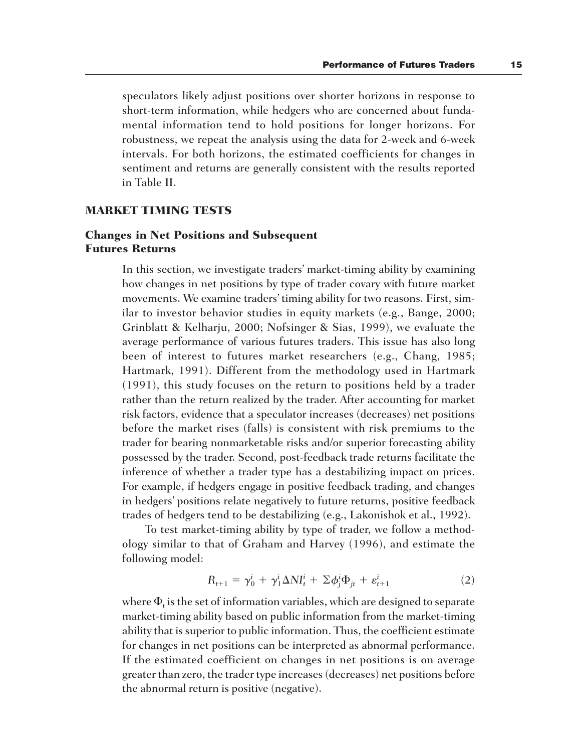speculators likely adjust positions over shorter horizons in response to short-term information, while hedgers who are concerned about fundamental information tend to hold positions for longer horizons. For robustness, we repeat the analysis using the data for 2-week and 6-week intervals. For both horizons, the estimated coefficients for changes in sentiment and returns are generally consistent with the results reported in Table II.

## MARKET TIMING TESTS

### Changes in Net Positions and Subsequent Futures Returns

In this section, we investigate traders' market-timing ability by examining how changes in net positions by type of trader covary with future market movements. We examine traders' timing ability for two reasons. First, similar to investor behavior studies in equity markets (e.g., Bange, 2000; Grinblatt & Kelharju, 2000; Nofsinger & Sias, 1999), we evaluate the average performance of various futures traders. This issue has also long been of interest to futures market researchers (e.g., Chang, 1985; Hartmark, 1991). Different from the methodology used in Hartmark (1991), this study focuses on the return to positions held by a trader rather than the return realized by the trader. After accounting for market risk factors, evidence that a speculator increases (decreases) net positions before the market rises (falls) is consistent with risk premiums to the trader for bearing nonmarketable risks and/or superior forecasting ability possessed by the trader. Second, post-feedback trade returns facilitate the inference of whether a trader type has a destabilizing impact on prices. For example, if hedgers engage in positive feedback trading, and changes in hedgers' positions relate negatively to future returns, positive feedback trades of hedgers tend to be destabilizing (e.g., Lakonishok et al., 1992).

To test market-timing ability by type of trader, we follow a methodology similar to that of Graham and Harvey (1996), and estimate the following model:

$$R_{t+1} = \gamma_0^i + \gamma_1^i \Delta NI_t^i + \Sigma \phi_j^i \Phi_{jt} + \varepsilon_{t+1}^i \qquad (2)$$

where $\Phi_t$ is the set of information variables, which are designed to separate market-timing ability based on public information from the market-timing ability that is superior to public information. Thus, the coefficient estimate for changes in net positions can be interpreted as abnormal performance. If the estimated coefficient on changes in net positions is on average greater than zero, the trader type increases (decreases) net positions before the abnormal return is positive (negative).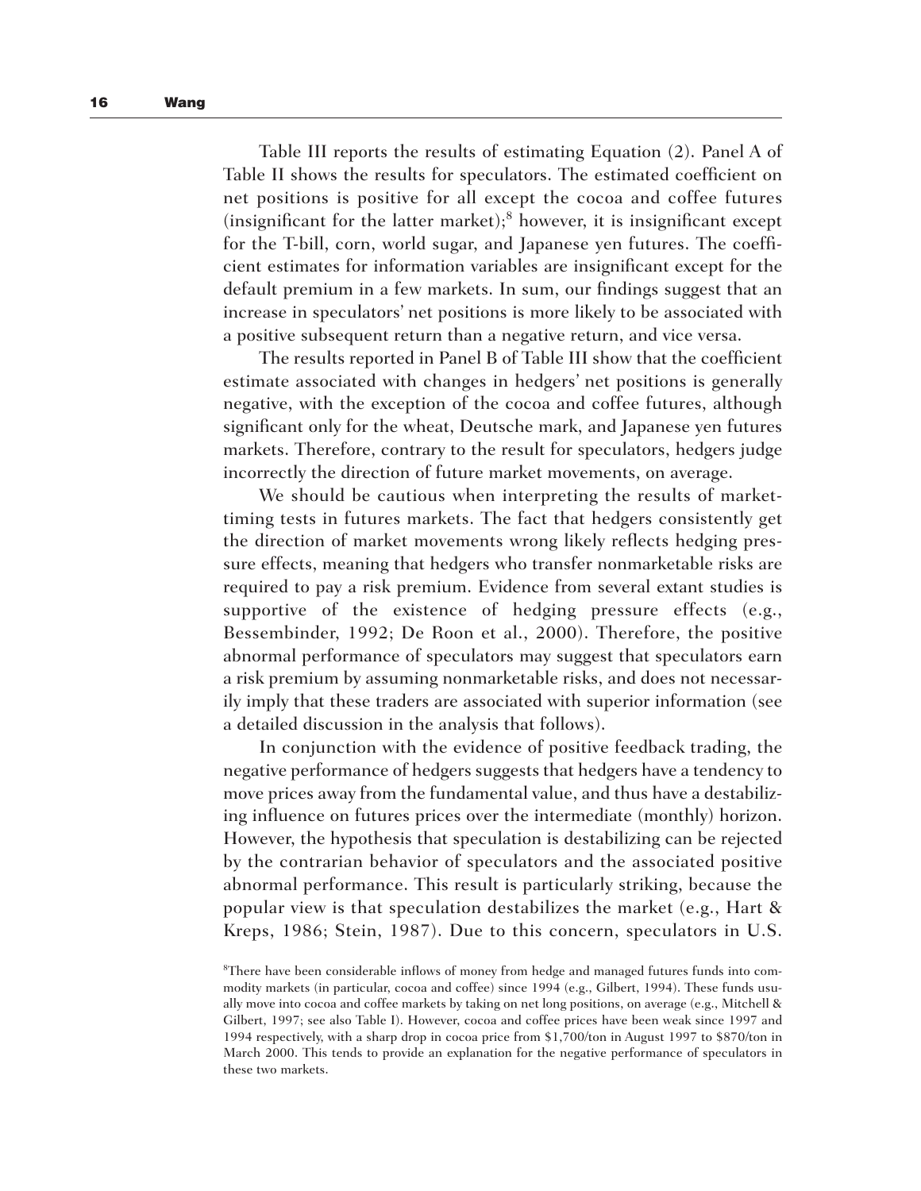Table III reports the results of estimating Equation (2). Panel A of Table II shows the results for speculators. The estimated coefficient on net positions is positive for all except the cocoa and coffee futures (insignificant for the latter market);[8] however, it is insignificant except for the T-bill, corn, world sugar, and Japanese yen futures. The coefficient estimates for information variables are insignificant except for the default premium in a few markets. In sum, our findings suggest that an increase in speculators' net positions is more likely to be associated with a positive subsequent return than a negative return, and vice versa.

The results reported in Panel B of Table III show that the coefficient estimate associated with changes in hedgers' net positions is generally negative, with the exception of the cocoa and coffee futures, although significant only for the wheat, Deutsche mark, and Japanese yen futures markets. Therefore, contrary to the result for speculators, hedgers judge incorrectly the direction of future market movements, on average.

We should be cautious when interpreting the results of market-timing tests in futures markets. The fact that hedgers consistently get the direction of market movements wrong likely reflects hedging pressure effects, meaning that hedgers who transfer nonmarketable risks are required to pay a risk premium. Evidence from several extant studies is supportive of the existence of hedging pressure effects (e.g., Bessembinder, 1992; De Roon et al., 2000). Therefore, the positive abnormal performance of speculators may suggest that speculators earn a risk premium by assuming nonmarketable risks, and does not necessarily imply that these traders are associated with superior information (see a detailed discussion in the analysis that follows).

In conjunction with the evidence of positive feedback trading, the negative performance of hedgers suggests that hedgers have a tendency to move prices away from the fundamental value, and thus have a destabilizing influence on futures prices over the intermediate (monthly) horizon. However, the hypothesis that speculation is destabilizing can be rejected by the contrarian behavior of speculators and the associated positive abnormal performance. This result is particularly striking, because the popular view is that speculation destabilizes the market (e.g., Hart & Kreps, 1986; Stein, 1987). Due to this concern, speculators in U.S.

[8]There have been considerable inflows of money from hedge and managed futures funds into commodity markets (in particular, cocoa and coffee) since 1994 (e.g., Gilbert, 1994). These funds usually move into cocoa and coffee markets by taking on net long positions, on average (e.g., Mitchell & Gilbert, 1997; see also Table I). However, cocoa and coffee prices have been weak since 1997 and 1994 respectively, with a sharp drop in cocoa price from $1,700/ton in August 1997 to $870/ton in March 2000. This tends to provide an explanation for the negative performance of speculators in these two markets.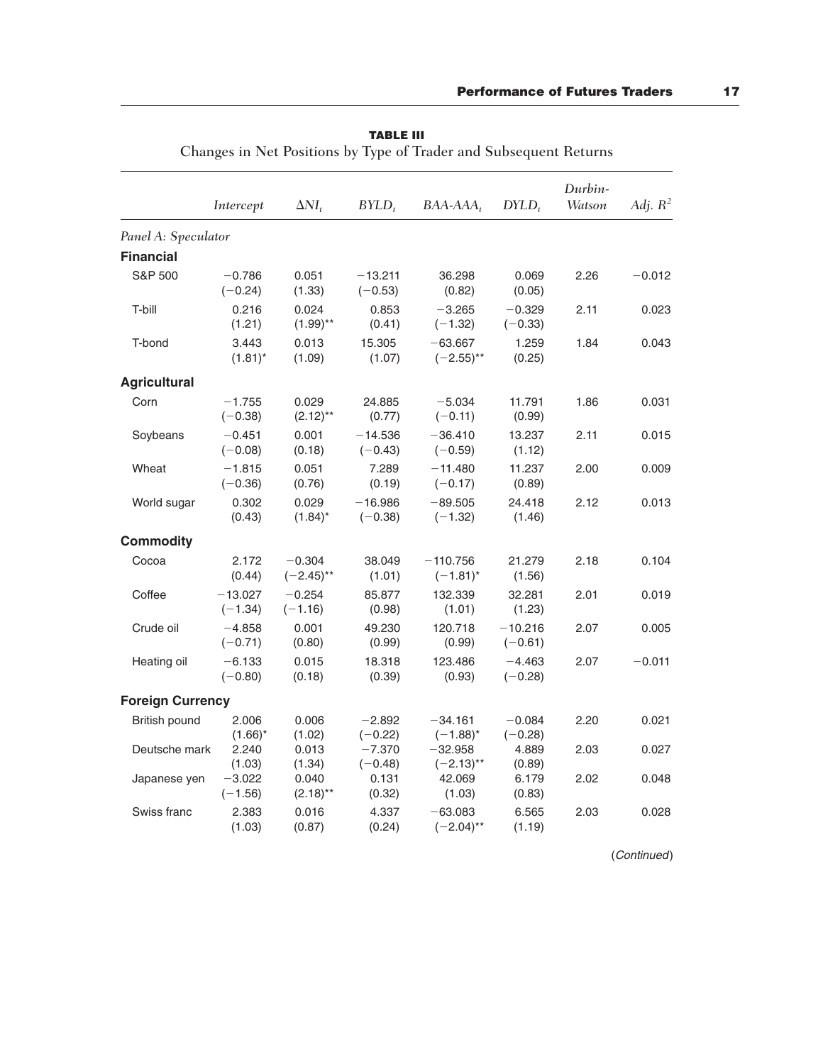**TABLE III**

Changes in Net Positions by Type of Trader and Subsequent Returns

| | *Intercept* | $\Delta NI_t$ | $BYLD_t$ | $BAA\text{-}AAA_t$ | $DYLD_t$ | *Durbin-Watson* | *Adj. $R^2$* |
|---|---|---|---|---|---|---|---|
| *Panel A: Speculator* | | | | | | | |
| **Financial** | | | | | | | |
| S&P 500 | −0.786 (−0.24) | 0.051 (1.33) | −13.211 (−0.53) | 36.298 (0.82) | 0.069 (0.05) | 2.26 | −0.012 |
| T-bill | 0.216 (1.21) | 0.024 (1.99)** | 0.853 (0.41) | −3.265 (−1.32) | −0.329 (−0.33) | 2.11 | 0.023 |
| T-bond | 3.443 (1.81)* | 0.013 (1.09) | 15.305 (1.07) | −63.667 (−2.55)** | 1.259 (0.25) | 1.84 | 0.043 |
| **Agricultural** | | | | | | | |
| Corn | −1.755 (−0.38) | 0.029 (2.12)** | 24.885 (0.77) | −5.034 (−0.11) | 11.791 (0.99) | 1.86 | 0.031 |
| Soybeans | −0.451 (−0.08) | 0.001 (0.18) | −14.536 (−0.43) | −36.410 (−0.59) | 13.237 (1.12) | 2.11 | 0.015 |
| Wheat | −1.815 (−0.36) | 0.051 (0.76) | 7.289 (0.19) | −11.480 (−0.17) | 11.237 (0.89) | 2.00 | 0.009 |
| World sugar | 0.302 (0.43) | 0.029 (1.84)* | −16.986 (−0.38) | −89.505 (−1.32) | 24.418 (1.46) | 2.12 | 0.013 |
| **Commodity** | | | | | | | |
| Cocoa | 2.172 (0.44) | −0.304 (−2.45)** | 38.049 (1.01) | −110.756 (−1.81)* | 21.279 (1.56) | 2.18 | 0.104 |
| Coffee | −13.027 (−1.34) | −0.254 (−1.16) | 85.877 (0.98) | 132.339 (1.01) | 32.281 (1.23) | 2.01 | 0.019 |
| Crude oil | −4.858 (−0.71) | 0.001 (0.80) | 49.230 (0.99) | 120.718 (0.99) | −10.216 (−0.61) | 2.07 | 0.005 |
| Heating oil | −6.133 (−0.80) | 0.015 (0.18) | 18.318 (0.39) | 123.486 (0.93) | −4.463 (−0.28) | 2.07 | −0.011 |
| **Foreign Currency** | | | | | | | |
| British pound | 2.006 (1.66)* | 0.006 (1.02) | −2.892 (−0.22) | −34.161 (−1.88)* | −0.084 (−0.28) | 2.20 | 0.021 |
| Deutsche mark | 2.240 (1.03) | 0.013 (1.34) | −7.370 (−0.48) | −32.958 (−2.13)** | 4.889 (0.89) | 2.03 | 0.027 |
| Japanese yen | −3.022 (−1.56) | 0.040 (2.18)** | 0.131 (0.32) | 42.069 (1.03) | 6.179 (0.83) | 2.02 | 0.048 |
| Swiss franc | 2.383 (1.03) | 0.016 (0.87) | 4.337 (0.24) | −63.083 (−2.04)** | 6.565 (1.19) | 2.03 | 0.028 |

(*Continued*)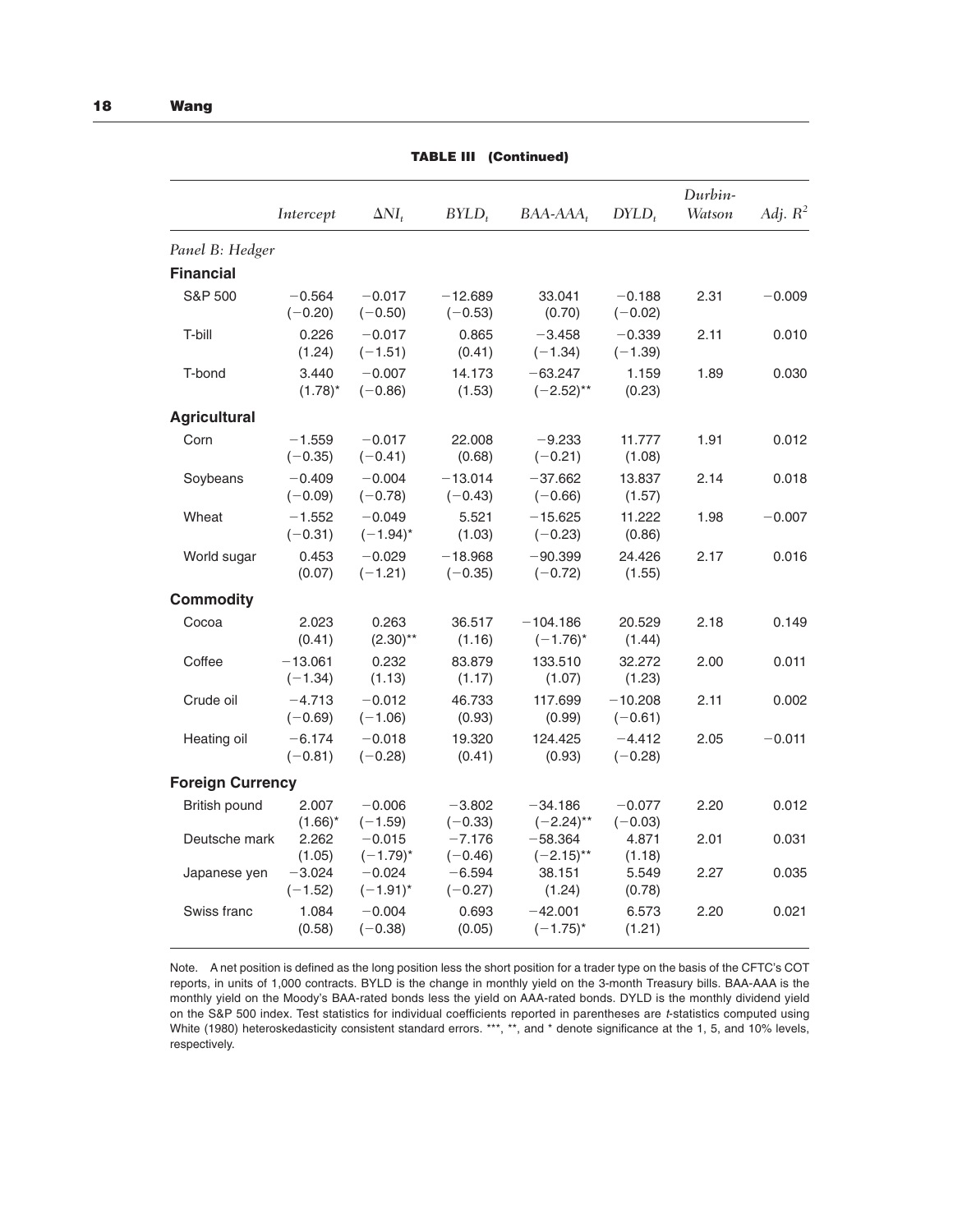**TABLE III (Continued)**

| | *Intercept* | $\Delta NI_t$ | $BYLD_t$ | $BAA\text{-}AAA_t$ | $DYLD_t$ | *Durbin-Watson* | *Adj.* $R^2$ |
|---|---|---|---|---|---|---|---|
| *Panel B: Hedger* | | | | | | | |
| **Financial** | | | | | | | |
| S&P 500 | −0.564 (−0.20) | −0.017 (−0.50) | −12.689 (−0.53) | 33.041 (0.70) | −0.188 (−0.02) | 2.31 | −0.009 |
| T-bill | 0.226 (1.24) | −0.017 (−1.51) | 0.865 (0.41) | −3.458 (−1.34) | −0.339 (−1.39) | 2.11 | 0.010 |
| T-bond | 3.440 (1.78)* | −0.007 (−0.86) | 14.173 (1.53) | −63.247 (−2.52)** | 1.159 (0.23) | 1.89 | 0.030 |
| **Agricultural** | | | | | | | |
| Corn | −1.559 (−0.35) | −0.017 (−0.41) | 22.008 (0.68) | −9.233 (−0.21) | 11.777 (1.08) | 1.91 | 0.012 |
| Soybeans | −0.409 (−0.09) | −0.004 (−0.78) | −13.014 (−0.43) | −37.662 (−0.66) | 13.837 (1.57) | 2.14 | 0.018 |
| Wheat | −1.552 (−0.31) | −0.049 (−1.94)* | 5.521 (1.03) | −15.625 (−0.23) | 11.222 (0.86) | 1.98 | −0.007 |
| World sugar | 0.453 (0.07) | −0.029 (−1.21) | −18.968 (−0.35) | −90.399 (−0.72) | 24.426 (1.55) | 2.17 | 0.016 |
| **Commodity** | | | | | | | |
| Cocoa | 2.023 (0.41) | 0.263 (2.30)** | 36.517 (1.16) | −104.186 (−1.76)* | 20.529 (1.44) | 2.18 | 0.149 |
| Coffee | −13.061 (−1.34) | 0.232 (1.13) | 83.879 (1.17) | 133.510 (1.07) | 32.272 (1.23) | 2.00 | 0.011 |
| Crude oil | −4.713 (−0.69) | −0.012 (−1.06) | 46.733 (0.93) | 117.699 (0.99) | −10.208 (−0.61) | 2.11 | 0.002 |
| Heating oil | −6.174 (−0.81) | −0.018 (−0.28) | 19.320 (0.41) | 124.425 (0.93) | −4.412 (−0.28) | 2.05 | −0.011 |
| **Foreign Currency** | | | | | | | |
| British pound | 2.007 (1.66)* | −0.006 (−1.59) | −3.802 (−0.33) | −34.186 (−2.24)** | −0.077 (−0.03) | 2.20 | 0.012 |
| Deutsche mark | 2.262 (1.05) | −0.015 (−1.79)* | −7.176 (−0.46) | −58.364 (−2.15)** | 4.871 (1.18) | 2.01 | 0.031 |
| Japanese yen | −3.024 (−1.52) | −0.024 (−1.91)* | −6.594 (−0.27) | 38.151 (1.24) | 5.549 (0.78) | 2.27 | 0.035 |
| Swiss franc | 1.084 (0.58) | −0.004 (−0.38) | 0.693 (0.05) | −42.001 (−1.75)* | 6.573 (1.21) | 2.20 | 0.021 |

Note. A net position is defined as the long position less the short position for a trader type on the basis of the CFTC's COT reports, in units of 1,000 contracts. BYLD is the change in monthly yield on the 3-month Treasury bills. BAA-AAA is the monthly yield on the Moody's BAA-rated bonds less the yield on AAA-rated bonds. DYLD is the monthly dividend yield on the S&P 500 index. Test statistics for individual coefficients reported in parentheses are *t*-statistics computed using White (1980) heteroskedasticity consistent standard errors. ***, **, and * denote significance at the 1, 5, and 10% levels, respectively.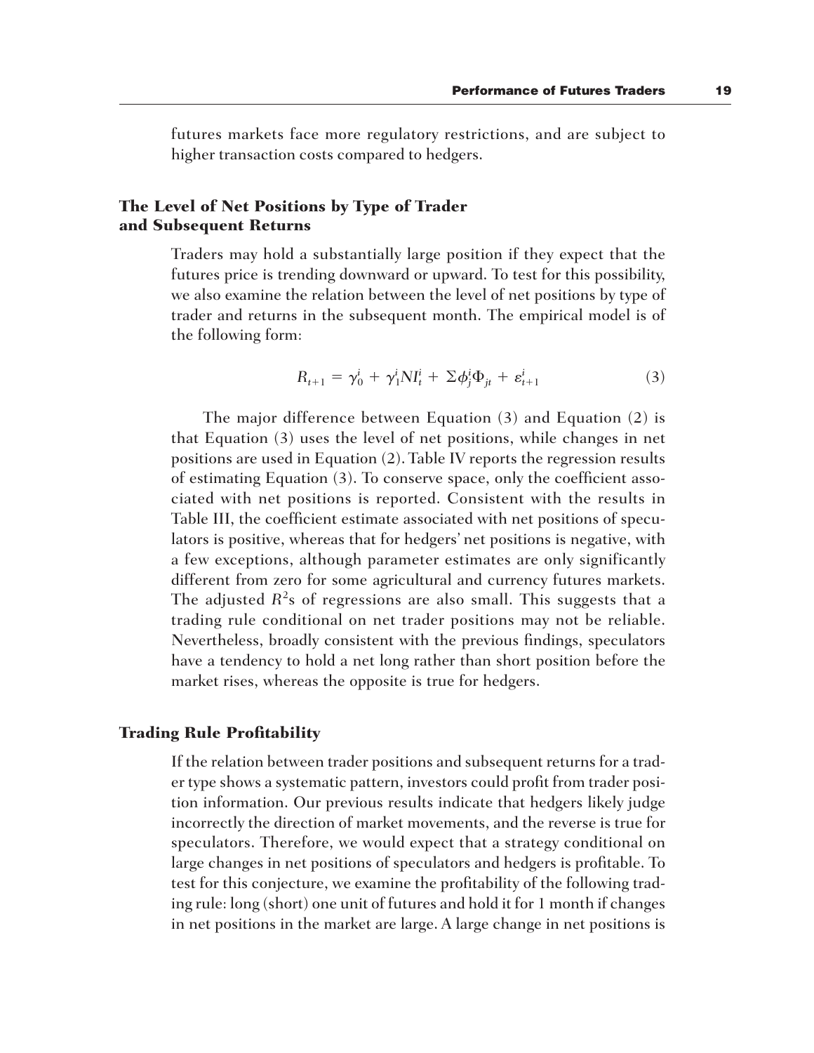futures markets face more regulatory restrictions, and are subject to higher transaction costs compared to hedgers.

## The Level of Net Positions by Type of Trader and Subsequent Returns

Traders may hold a substantially large position if they expect that the futures price is trending downward or upward. To test for this possibility, we also examine the relation between the level of net positions by type of trader and returns in the subsequent month. The empirical model is of the following form:

$$R_{t+1} = \gamma_0^i + \gamma_1^i NI_t^i + \Sigma\phi_j^i\Phi_{jt} + \varepsilon_{t+1}^i \tag{3}$$

The major difference between Equation (3) and Equation (2) is that Equation (3) uses the level of net positions, while changes in net positions are used in Equation (2). Table IV reports the regression results of estimating Equation (3). To conserve space, only the coefficient associated with net positions is reported. Consistent with the results in Table III, the coefficient estimate associated with net positions of speculators is positive, whereas that for hedgers' net positions is negative, with a few exceptions, although parameter estimates are only significantly different from zero for some agricultural and currency futures markets. The adjusted $R^2$s of regressions are also small. This suggests that a trading rule conditional on net trader positions may not be reliable. Nevertheless, broadly consistent with the previous findings, speculators have a tendency to hold a net long rather than short position before the market rises, whereas the opposite is true for hedgers.

## Trading Rule Profitability

If the relation between trader positions and subsequent returns for a trader type shows a systematic pattern, investors could profit from trader position information. Our previous results indicate that hedgers likely judge incorrectly the direction of market movements, and the reverse is true for speculators. Therefore, we would expect that a strategy conditional on large changes in net positions of speculators and hedgers is profitable. To test for this conjecture, we examine the profitability of the following trading rule: long (short) one unit of futures and hold it for 1 month if changes in net positions in the market are large. A large change in net positions is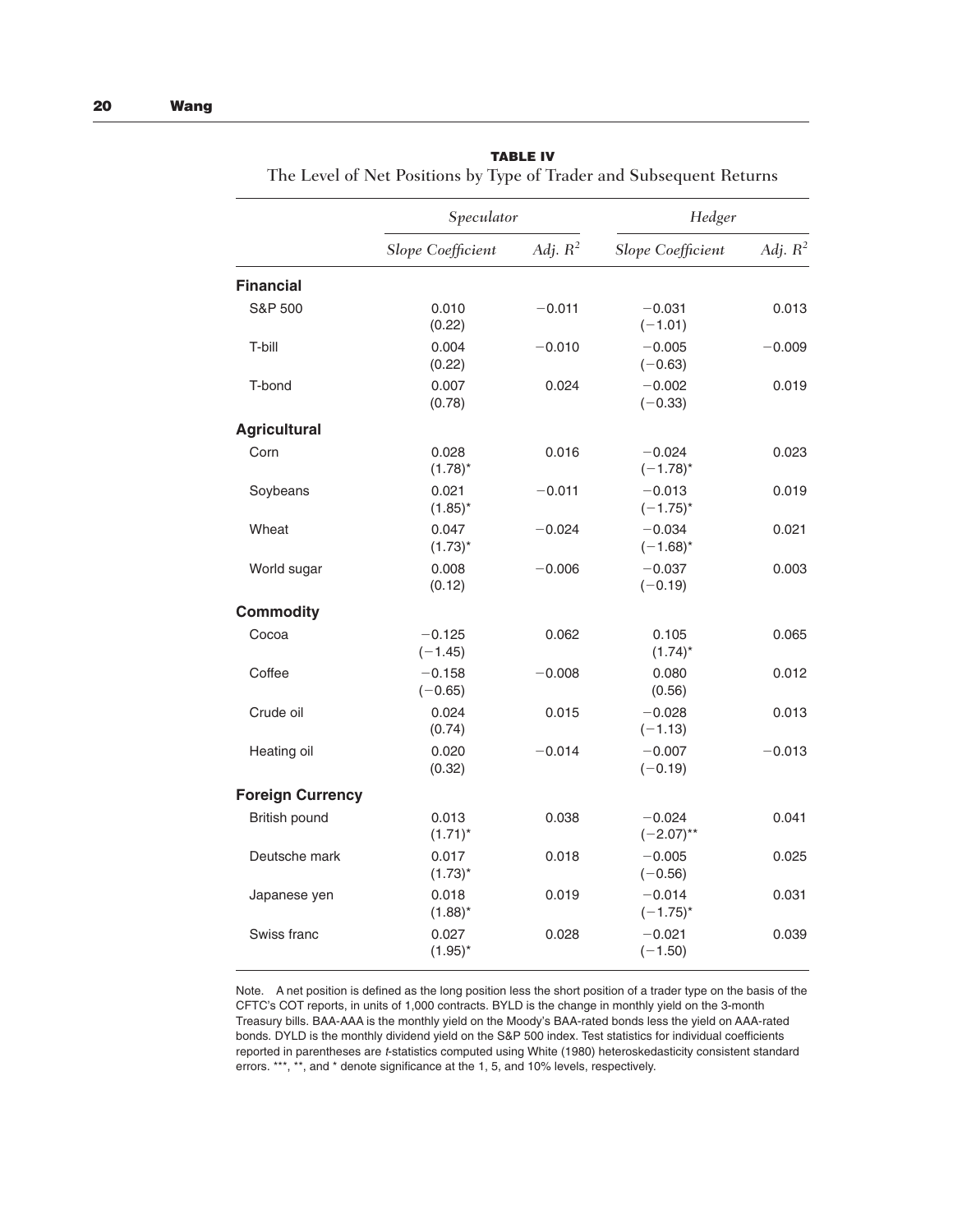**TABLE IV**

The Level of Net Positions by Type of Trader and Subsequent Returns

| | *Speculator* | | *Hedger* | |
|---|---|---|---|---|
| | *Slope Coefficient* | *Adj. $R^2$* | *Slope Coefficient* | *Adj. $R^2$* |
| **Financial** | | | | |
| S&P 500 | 0.010 (0.22) | −0.011 | −0.031 (−1.01) | 0.013 |
| T-bill | 0.004 (0.22) | −0.010 | −0.005 (−0.63) | −0.009 |
| T-bond | 0.007 (0.78) | 0.024 | −0.002 (−0.33) | 0.019 |
| **Agricultural** | | | | |
| Corn | 0.028 (1.78)* | 0.016 | −0.024 (−1.78)* | 0.023 |
| Soybeans | 0.021 (1.85)* | −0.011 | −0.013 (−1.75)* | 0.019 |
| Wheat | 0.047 (1.73)* | −0.024 | −0.034 (−1.68)* | 0.021 |
| World sugar | 0.008 (0.12) | −0.006 | −0.037 (−0.19) | 0.003 |
| **Commodity** | | | | |
| Cocoa | −0.125 (−1.45) | 0.062 | 0.105 (1.74)* | 0.065 |
| Coffee | −0.158 (−0.65) | −0.008 | 0.080 (0.56) | 0.012 |
| Crude oil | 0.024 (0.74) | 0.015 | −0.028 (−1.13) | 0.013 |
| Heating oil | 0.020 (0.32) | −0.014 | −0.007 (−0.19) | −0.013 |
| **Foreign Currency** | | | | |
| British pound | 0.013 (1.71)* | 0.038 | −0.024 (−2.07)** | 0.041 |
| Deutsche mark | 0.017 (1.73)* | 0.018 | −0.005 (−0.56) | 0.025 |
| Japanese yen | 0.018 (1.88)* | 0.019 | −0.014 (−1.75)* | 0.031 |
| Swiss franc | 0.027 (1.95)* | 0.028 | −0.021 (−1.50) | 0.039 |

Note. A net position is defined as the long position less the short position of a trader type on the basis of the CFTC's COT reports, in units of 1,000 contracts. BYLD is the change in monthly yield on the 3-month Treasury bills. BAA-AAA is the monthly yield on the Moody's BAA-rated bonds less the yield on AAA-rated bonds. DYLD is the monthly dividend yield on the S&P 500 index. Test statistics for individual coefficients reported in parentheses are *t*-statistics computed using White (1980) heteroskedasticity consistent standard errors. ***, **, and * denote significance at the 1, 5, and 10% levels, respectively.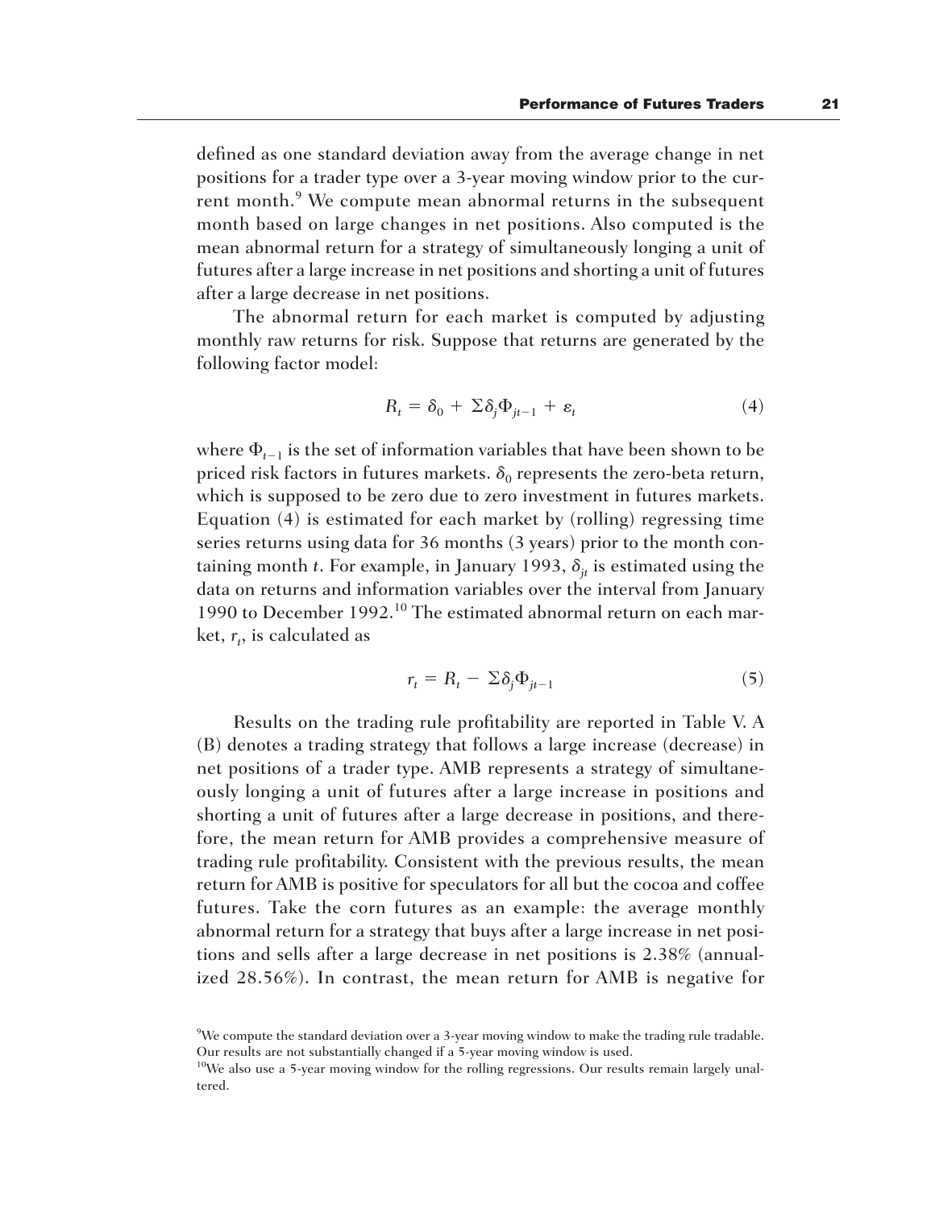defined as one standard deviation away from the average change in net positions for a trader type over a 3-year moving window prior to the current month.[9] We compute mean abnormal returns in the subsequent month based on large changes in net positions. Also computed is the mean abnormal return for a strategy of simultaneously longing a unit of futures after a large increase in net positions and shorting a unit of futures after a large decrease in net positions.

The abnormal return for each market is computed by adjusting monthly raw returns for risk. Suppose that returns are generated by the following factor model:

$$R_t = \delta_0 + \Sigma\delta_j\Phi_{jt-1} + \varepsilon_t \tag{4}$$

where $\Phi_{t-1}$ is the set of information variables that have been shown to be priced risk factors in futures markets. $\delta_0$ represents the zero-beta return, which is supposed to be zero due to zero investment in futures markets. Equation (4) is estimated for each market by (rolling) regressing time series returns using data for 36 months (3 years) prior to the month containing month $t$. For example, in January 1993, $\delta_{jt}$ is estimated using the data on returns and information variables over the interval from January 1990 to December 1992.[10] The estimated abnormal return on each market, $r_t$, is calculated as

$$r_t = R_t - \Sigma\delta_j\Phi_{jt-1} \tag{5}$$

Results on the trading rule profitability are reported in Table V. A (B) denotes a trading strategy that follows a large increase (decrease) in net positions of a trader type. AMB represents a strategy of simultaneously longing a unit of futures after a large increase in positions and shorting a unit of futures after a large decrease in positions, and therefore, the mean return for AMB provides a comprehensive measure of trading rule profitability. Consistent with the previous results, the mean return for AMB is positive for speculators for all but the cocoa and coffee futures. Take the corn futures as an example: the average monthly abnormal return for a strategy that buys after a large increase in net positions and sells after a large decrease in net positions is 2.38% (annualized 28.56%). In contrast, the mean return for AMB is negative for

[9]We compute the standard deviation over a 3-year moving window to make the trading rule tradable. Our results are not substantially changed if a 5-year moving window is used.

[10]We also use a 5-year moving window for the rolling regressions. Our results remain largely unaltered.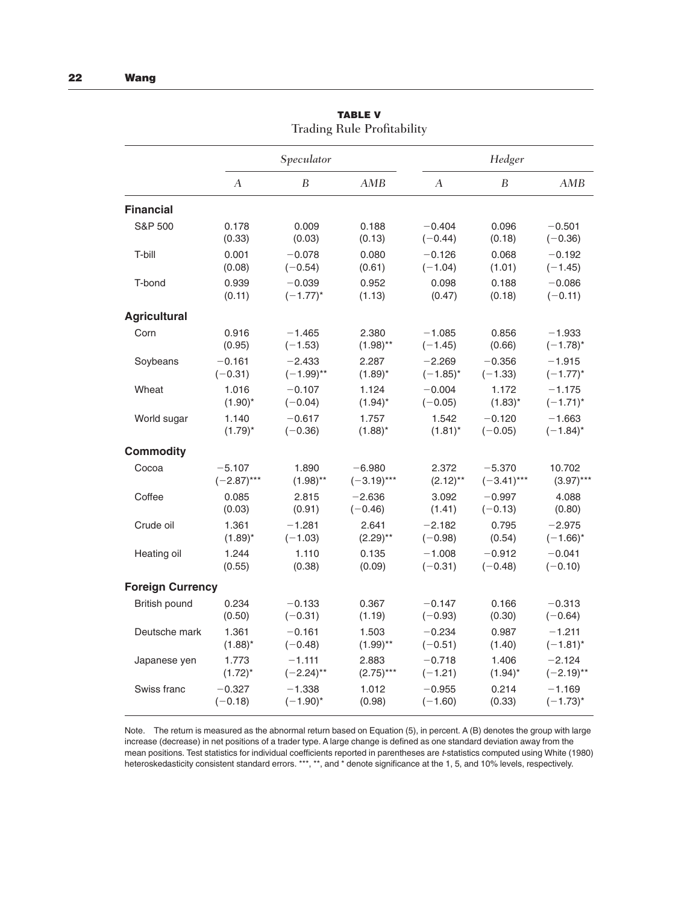**TABLE V**
Trading Rule Profitability

| | *Speculator* | | | *Hedger* | | |
|---|---|---|---|---|---|---|
| | *A* | *B* | *AMB* | *A* | *B* | *AMB* |
| **Financial** | | | | | | |
| S&P 500 | 0.178<br>(0.33) | 0.009<br>(0.03) | 0.188<br>(0.13) | −0.404<br>(−0.44) | 0.096<br>(0.18) | −0.501<br>(−0.36) |
| T-bill | 0.001<br>(0.08) | −0.078<br>(−0.54) | 0.080<br>(0.61) | −0.126<br>(−1.04) | 0.068<br>(1.01) | −0.192<br>(−1.45) |
| T-bond | 0.939<br>(0.11) | −0.039<br>(−1.77)* | 0.952<br>(1.13) | 0.098<br>(0.47) | 0.188<br>(0.18) | −0.086<br>(−0.11) |
| **Agricultural** | | | | | | |
| Corn | 0.916<br>(0.95) | −1.465<br>(−1.53) | 2.380<br>(1.98)** | −1.085<br>(−1.45) | 0.856<br>(0.66) | −1.933<br>(−1.78)* |
| Soybeans | −0.161<br>(−0.31) | −2.433<br>(−1.99)** | 2.287<br>(1.89)* | −2.269<br>(−1.85)* | −0.356<br>(−1.33) | −1.915<br>(−1.77)* |
| Wheat | 1.016<br>(1.90)* | −0.107<br>(−0.04) | 1.124<br>(1.94)* | −0.004<br>(−0.05) | 1.172<br>(1.83)* | −1.175<br>(−1.71)* |
| World sugar | 1.140<br>(1.79)* | −0.617<br>(−0.36) | 1.757<br>(1.88)* | 1.542<br>(1.81)* | −0.120<br>(−0.05) | −1.663<br>(−1.84)* |
| **Commodity** | | | | | | |
| Cocoa | −5.107<br>(−2.87)*** | 1.890<br>(1.98)** | −6.980<br>(−3.19)*** | 2.372<br>(2.12)** | −5.370<br>(−3.41)*** | 10.702<br>(3.97)*** |
| Coffee | 0.085<br>(0.03) | 2.815<br>(0.91) | −2.636<br>(−0.46) | 3.092<br>(1.41) | −0.997<br>(−0.13) | 4.088<br>(0.80) |
| Crude oil | 1.361<br>(1.89)* | −1.281<br>(−1.03) | 2.641<br>(2.29)** | −2.182<br>(−0.98) | 0.795<br>(0.54) | −2.975<br>(−1.66)* |
| Heating oil | 1.244<br>(0.55) | 1.110<br>(0.38) | 0.135<br>(0.09) | −1.008<br>(−0.31) | −0.912<br>(−0.48) | −0.041<br>(−0.10) |
| **Foreign Currency** | | | | | | |
| British pound | 0.234<br>(0.50) | −0.133<br>(−0.31) | 0.367<br>(1.19) | −0.147<br>(−0.93) | 0.166<br>(0.30) | −0.313<br>(−0.64) |
| Deutsche mark | 1.361<br>(1.88)* | −0.161<br>(−0.48) | 1.503<br>(1.99)** | −0.234<br>(−0.51) | 0.987<br>(1.40) | −1.211<br>(−1.81)* |
| Japanese yen | 1.773<br>(1.72)* | −1.111<br>(−2.24)** | 2.883<br>(2.75)*** | −0.718<br>(−1.21) | 1.406<br>(1.94)* | −2.124<br>(−2.19)** |
| Swiss franc | −0.327<br>(−0.18) | −1.338<br>(−1.90)* | 1.012<br>(0.98) | −0.955<br>(−1.60) | 0.214<br>(0.33) | −1.169<br>(−1.73)* |

Note. The return is measured as the abnormal return based on Equation (5), in percent. A (B) denotes the group with large increase (decrease) in net positions of a trader type. A large change is defined as one standard deviation away from the mean positions. Test statistics for individual coefficients reported in parentheses are *t*-statistics computed using White (1980) heteroskedasticity consistent standard errors. ***, **, and * denote significance at the 1, 5, and 10% levels, respectively.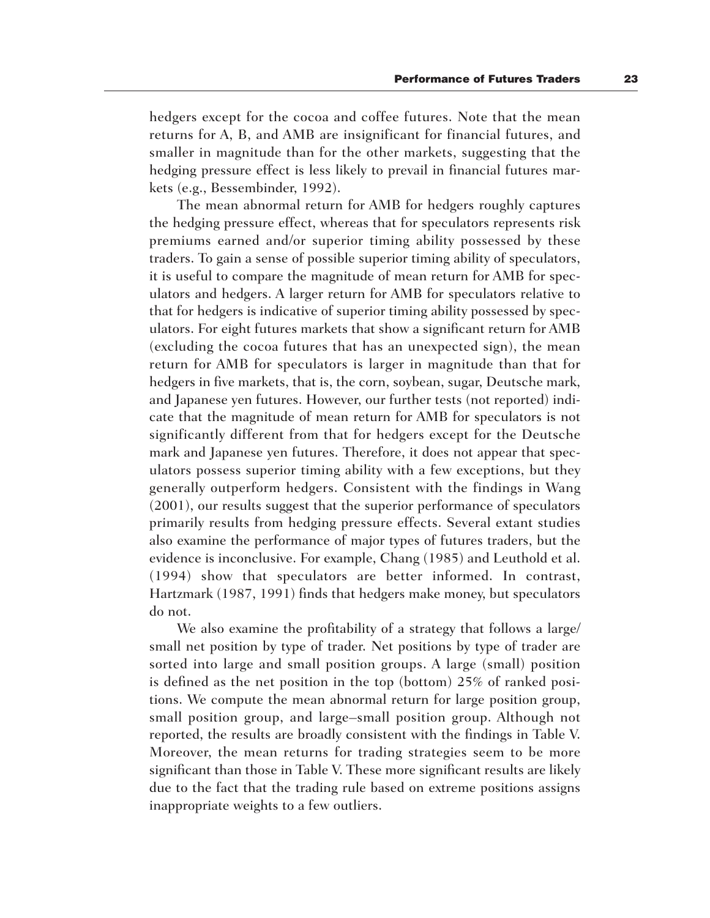hedgers except for the cocoa and coffee futures. Note that the mean returns for A, B, and AMB are insignificant for financial futures, and smaller in magnitude than for the other markets, suggesting that the hedging pressure effect is less likely to prevail in financial futures markets (e.g., Bessembinder, 1992).

The mean abnormal return for AMB for hedgers roughly captures the hedging pressure effect, whereas that for speculators represents risk premiums earned and/or superior timing ability possessed by these traders. To gain a sense of possible superior timing ability of speculators, it is useful to compare the magnitude of mean return for AMB for speculators and hedgers. A larger return for AMB for speculators relative to that for hedgers is indicative of superior timing ability possessed by speculators. For eight futures markets that show a significant return for AMB (excluding the cocoa futures that has an unexpected sign), the mean return for AMB for speculators is larger in magnitude than that for hedgers in five markets, that is, the corn, soybean, sugar, Deutsche mark, and Japanese yen futures. However, our further tests (not reported) indicate that the magnitude of mean return for AMB for speculators is not significantly different from that for hedgers except for the Deutsche mark and Japanese yen futures. Therefore, it does not appear that speculators possess superior timing ability with a few exceptions, but they generally outperform hedgers. Consistent with the findings in Wang (2001), our results suggest that the superior performance of speculators primarily results from hedging pressure effects. Several extant studies also examine the performance of major types of futures traders, but the evidence is inconclusive. For example, Chang (1985) and Leuthold et al. (1994) show that speculators are better informed. In contrast, Hartzmark (1987, 1991) finds that hedgers make money, but speculators do not.

We also examine the profitability of a strategy that follows a large/small net position by type of trader. Net positions by type of trader are sorted into large and small position groups. A large (small) position is defined as the net position in the top (bottom) 25% of ranked positions. We compute the mean abnormal return for large position group, small position group, and large–small position group. Although not reported, the results are broadly consistent with the findings in Table V. Moreover, the mean returns for trading strategies seem to be more significant than those in Table V. These more significant results are likely due to the fact that the trading rule based on extreme positions assigns inappropriate weights to a few outliers.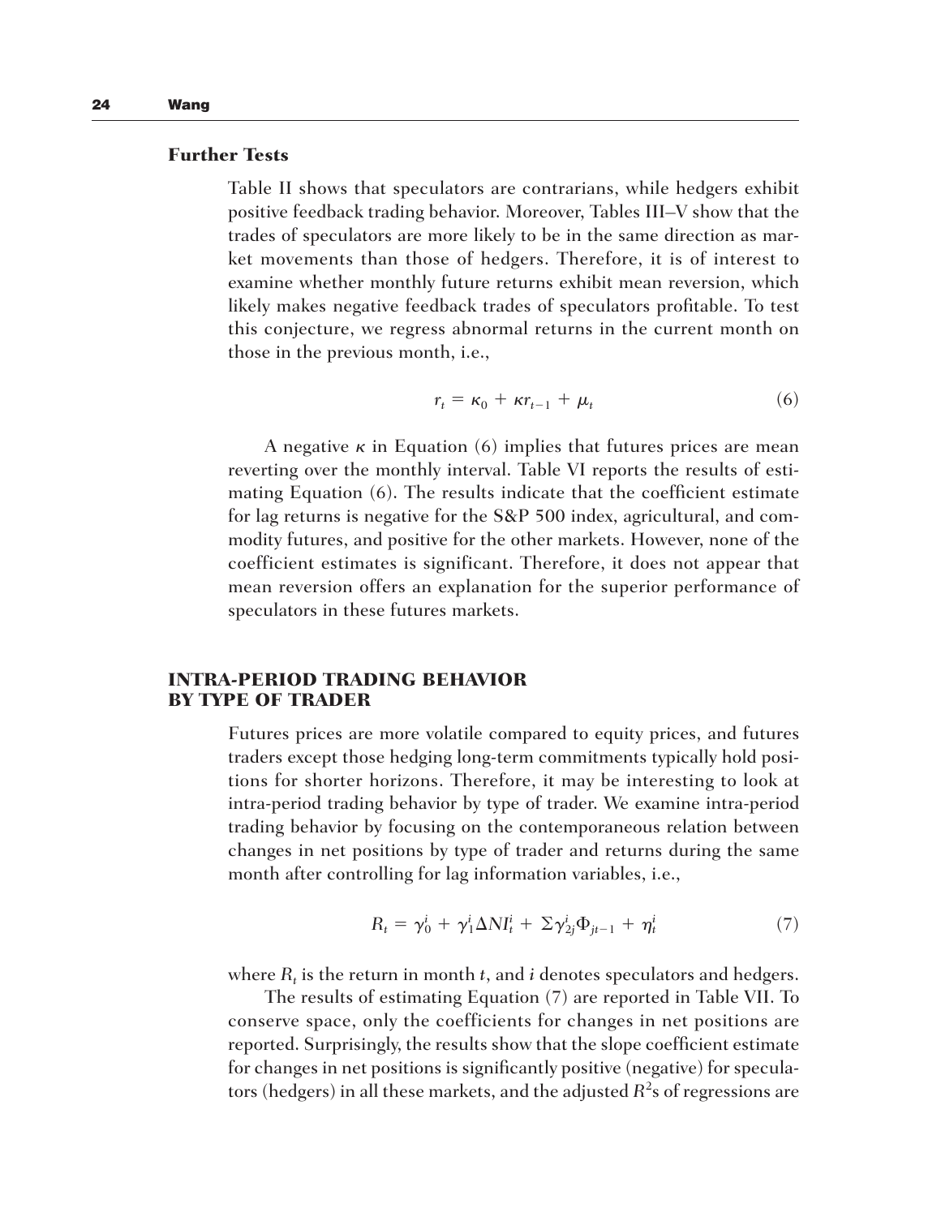### Further Tests

Table II shows that speculators are contrarians, while hedgers exhibit positive feedback trading behavior. Moreover, Tables III–V show that the trades of speculators are more likely to be in the same direction as market movements than those of hedgers. Therefore, it is of interest to examine whether monthly future returns exhibit mean reversion, which likely makes negative feedback trades of speculators profitable. To test this conjecture, we regress abnormal returns in the current month on those in the previous month, i.e.,

$$r_t = \kappa_0 + \kappa r_{t-1} + \mu_t \tag{6}$$

A negative $\kappa$ in Equation (6) implies that futures prices are mean reverting over the monthly interval. Table VI reports the results of estimating Equation (6). The results indicate that the coefficient estimate for lag returns is negative for the S&P 500 index, agricultural, and commodity futures, and positive for the other markets. However, none of the coefficient estimates is significant. Therefore, it does not appear that mean reversion offers an explanation for the superior performance of speculators in these futures markets.

## INTRA-PERIOD TRADING BEHAVIOR BY TYPE OF TRADER

Futures prices are more volatile compared to equity prices, and futures traders except those hedging long-term commitments typically hold positions for shorter horizons. Therefore, it may be interesting to look at intra-period trading behavior by type of trader. We examine intra-period trading behavior by focusing on the contemporaneous relation between changes in net positions by type of trader and returns during the same month after controlling for lag information variables, i.e.,

$$R_t = \gamma_0^i + \gamma_1^i \Delta NI_t^i + \Sigma \gamma_{2j}^i \Phi_{jt-1} + \eta_t^i \tag{7}$$

where $R_t$ is the return in month $t$, and $i$ denotes speculators and hedgers.

The results of estimating Equation (7) are reported in Table VII. To conserve space, only the coefficients for changes in net positions are reported. Surprisingly, the results show that the slope coefficient estimate for changes in net positions is significantly positive (negative) for speculators (hedgers) in all these markets, and the adjusted $R^2$s of regressions are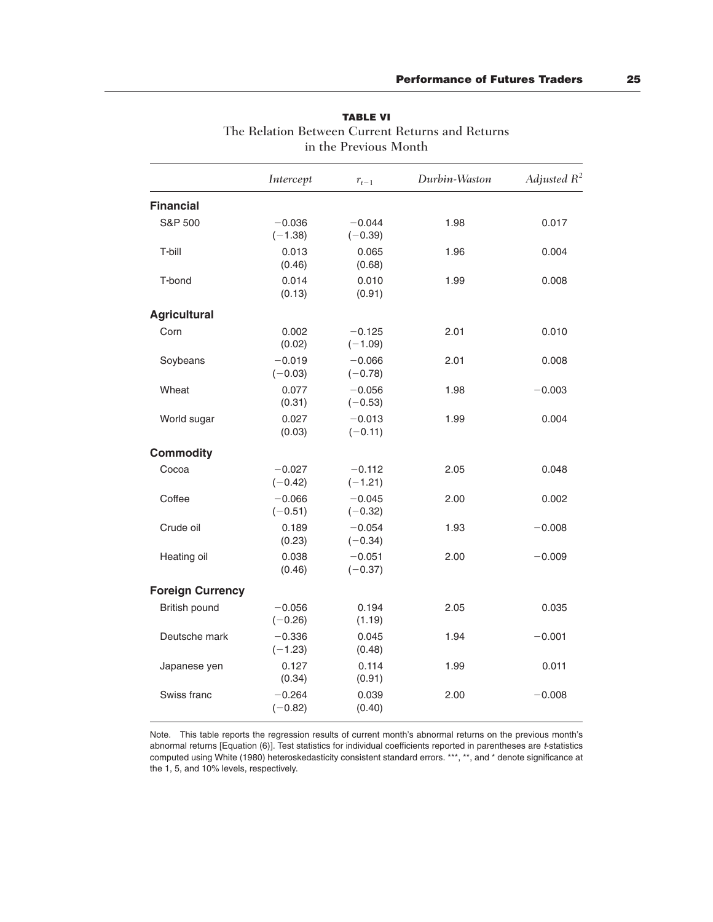**TABLE VI**

The Relation Between Current Returns and Returns in the Previous Month

| | *Intercept* | $r_{t-1}$ | *Durbin-Waston* | *Adjusted* $R^2$ |
|---|---|---|---|---|
| **Financial** | | | | |
| S&P 500 | −0.036 (−1.38) | −0.044 (−0.39) | 1.98 | 0.017 |
| T-bill | 0.013 (0.46) | 0.065 (0.68) | 1.96 | 0.004 |
| T-bond | 0.014 (0.13) | 0.010 (0.91) | 1.99 | 0.008 |
| **Agricultural** | | | | |
| Corn | 0.002 (0.02) | −0.125 (−1.09) | 2.01 | 0.010 |
| Soybeans | −0.019 (−0.03) | −0.066 (−0.78) | 2.01 | 0.008 |
| Wheat | 0.077 (0.31) | −0.056 (−0.53) | 1.98 | −0.003 |
| World sugar | 0.027 (0.03) | −0.013 (−0.11) | 1.99 | 0.004 |
| **Commodity** | | | | |
| Cocoa | −0.027 (−0.42) | −0.112 (−1.21) | 2.05 | 0.048 |
| Coffee | −0.066 (−0.51) | −0.045 (−0.32) | 2.00 | 0.002 |
| Crude oil | 0.189 (0.23) | −0.054 (−0.34) | 1.93 | −0.008 |
| Heating oil | 0.038 (0.46) | −0.051 (−0.37) | 2.00 | −0.009 |
| **Foreign Currency** | | | | |
| British pound | −0.056 (−0.26) | 0.194 (1.19) | 2.05 | 0.035 |
| Deutsche mark | −0.336 (−1.23) | 0.045 (0.48) | 1.94 | −0.001 |
| Japanese yen | 0.127 (0.34) | 0.114 (0.91) | 1.99 | 0.011 |
| Swiss franc | −0.264 (−0.82) | 0.039 (0.40) | 2.00 | −0.008 |

Note. This table reports the regression results of current month's abnormal returns on the previous month's abnormal returns [Equation (6)]. Test statistics for individual coefficients reported in parentheses are *t*-statistics computed using White (1980) heteroskedasticity consistent standard errors. ***, **, and * denote significance at the 1, 5, and 10% levels, respectively.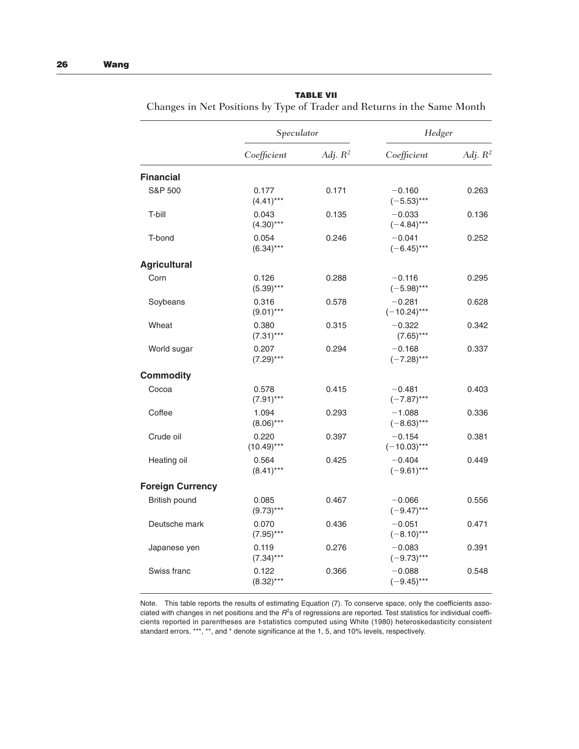**TABLE VII**

Changes in Net Positions by Type of Trader and Returns in the Same Month

| | *Speculator* | | *Hedger* | |
|---|---|---|---|---|
| | *Coefficient* | *Adj. $R^2$* | *Coefficient* | *Adj. $R^2$* |
| **Financial** | | | | |
| S&P 500 | 0.177 (4.41)*** | 0.171 | −0.160 (−5.53)*** | 0.263 |
| T-bill | 0.043 (4.30)*** | 0.135 | −0.033 (−4.84)*** | 0.136 |
| T-bond | 0.054 (6.34)*** | 0.246 | −0.041 (−6.45)*** | 0.252 |
| **Agricultural** | | | | |
| Corn | 0.126 (5.39)*** | 0.288 | −0.116 (−5.98)*** | 0.295 |
| Soybeans | 0.316 (9.01)*** | 0.578 | −0.281 (−10.24)*** | 0.628 |
| Wheat | 0.380 (7.31)*** | 0.315 | −0.322 (7.65)*** | 0.342 |
| World sugar | 0.207 (7.29)*** | 0.294 | −0.168 (−7.28)*** | 0.337 |
| **Commodity** | | | | |
| Cocoa | 0.578 (7.91)*** | 0.415 | −0.481 (−7.87)*** | 0.403 |
| Coffee | 1.094 (8.06)*** | 0.293 | −1.088 (−8.63)*** | 0.336 |
| Crude oil | 0.220 (10.49)*** | 0.397 | −0.154 (−10.03)*** | 0.381 |
| Heating oil | 0.564 (8.41)*** | 0.425 | −0.404 (−9.61)*** | 0.449 |
| **Foreign Currency** | | | | |
| British pound | 0.085 (9.73)*** | 0.467 | −0.066 (−9.47)*** | 0.556 |
| Deutsche mark | 0.070 (7.95)*** | 0.436 | −0.051 (−8.10)*** | 0.471 |
| Japanese yen | 0.119 (7.34)*** | 0.276 | −0.083 (−9.73)*** | 0.391 |
| Swiss franc | 0.122 (8.32)*** | 0.366 | −0.088 (−9.45)*** | 0.548 |

Note. This table reports the results of estimating Equation (7). To conserve space, only the coefficients associated with changes in net positions and the $R^2$s of regressions are reported. Test statistics for individual coefficients reported in parentheses are *t*-statistics computed using White (1980) heteroskedasticity consistent standard errors. ***, **, and * denote significance at the 1, 5, and 10% levels, respectively.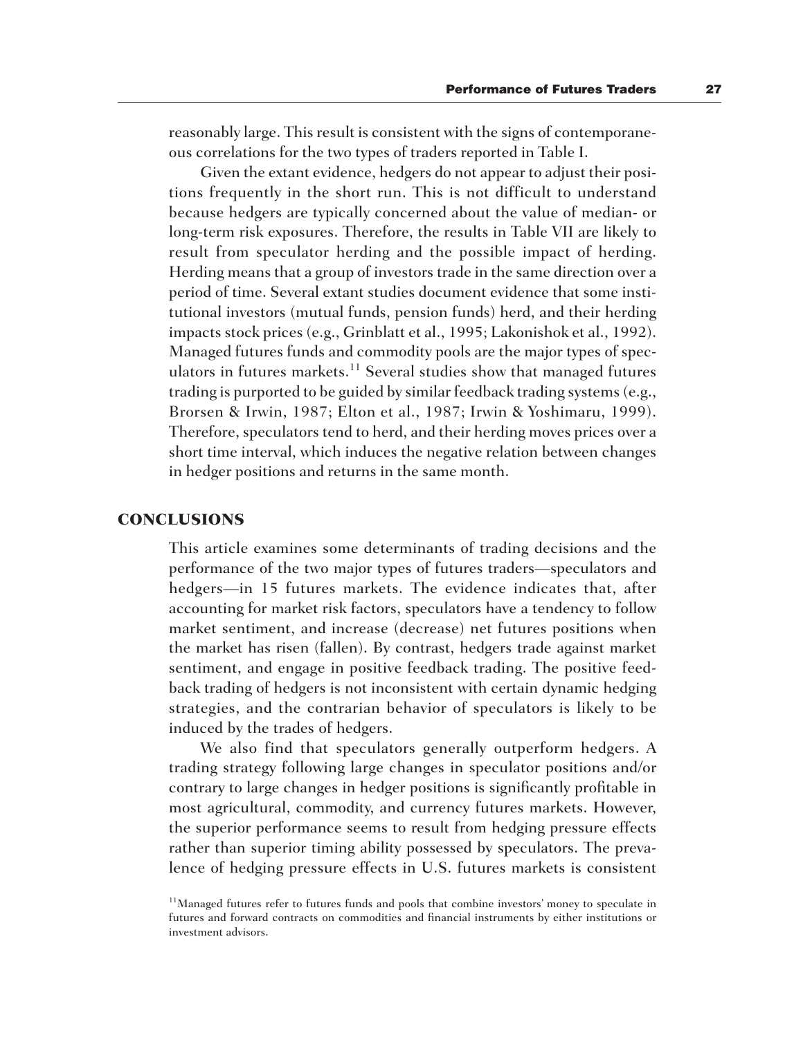reasonably large. This result is consistent with the signs of contemporaneous correlations for the two types of traders reported in Table I.

Given the extant evidence, hedgers do not appear to adjust their positions frequently in the short run. This is not difficult to understand because hedgers are typically concerned about the value of median- or long-term risk exposures. Therefore, the results in Table VII are likely to result from speculator herding and the possible impact of herding. Herding means that a group of investors trade in the same direction over a period of time. Several extant studies document evidence that some institutional investors (mutual funds, pension funds) herd, and their herding impacts stock prices (e.g., Grinblatt et al., 1995; Lakonishok et al., 1992). Managed futures funds and commodity pools are the major types of speculators in futures markets.[11] Several studies show that managed futures trading is purported to be guided by similar feedback trading systems (e.g., Brorsen & Irwin, 1987; Elton et al., 1987; Irwin & Yoshimaru, 1999). Therefore, speculators tend to herd, and their herding moves prices over a short time interval, which induces the negative relation between changes in hedger positions and returns in the same month.

## CONCLUSIONS

This article examines some determinants of trading decisions and the performance of the two major types of futures traders—speculators and hedgers—in 15 futures markets. The evidence indicates that, after accounting for market risk factors, speculators have a tendency to follow market sentiment, and increase (decrease) net futures positions when the market has risen (fallen). By contrast, hedgers trade against market sentiment, and engage in positive feedback trading. The positive feedback trading of hedgers is not inconsistent with certain dynamic hedging strategies, and the contrarian behavior of speculators is likely to be induced by the trades of hedgers.

We also find that speculators generally outperform hedgers. A trading strategy following large changes in speculator positions and/or contrary to large changes in hedger positions is significantly profitable in most agricultural, commodity, and currency futures markets. However, the superior performance seems to result from hedging pressure effects rather than superior timing ability possessed by speculators. The prevalence of hedging pressure effects in U.S. futures markets is consistent

[11]Managed futures refer to futures funds and pools that combine investors' money to speculate in futures and forward contracts on commodities and financial instruments by either institutions or investment advisors.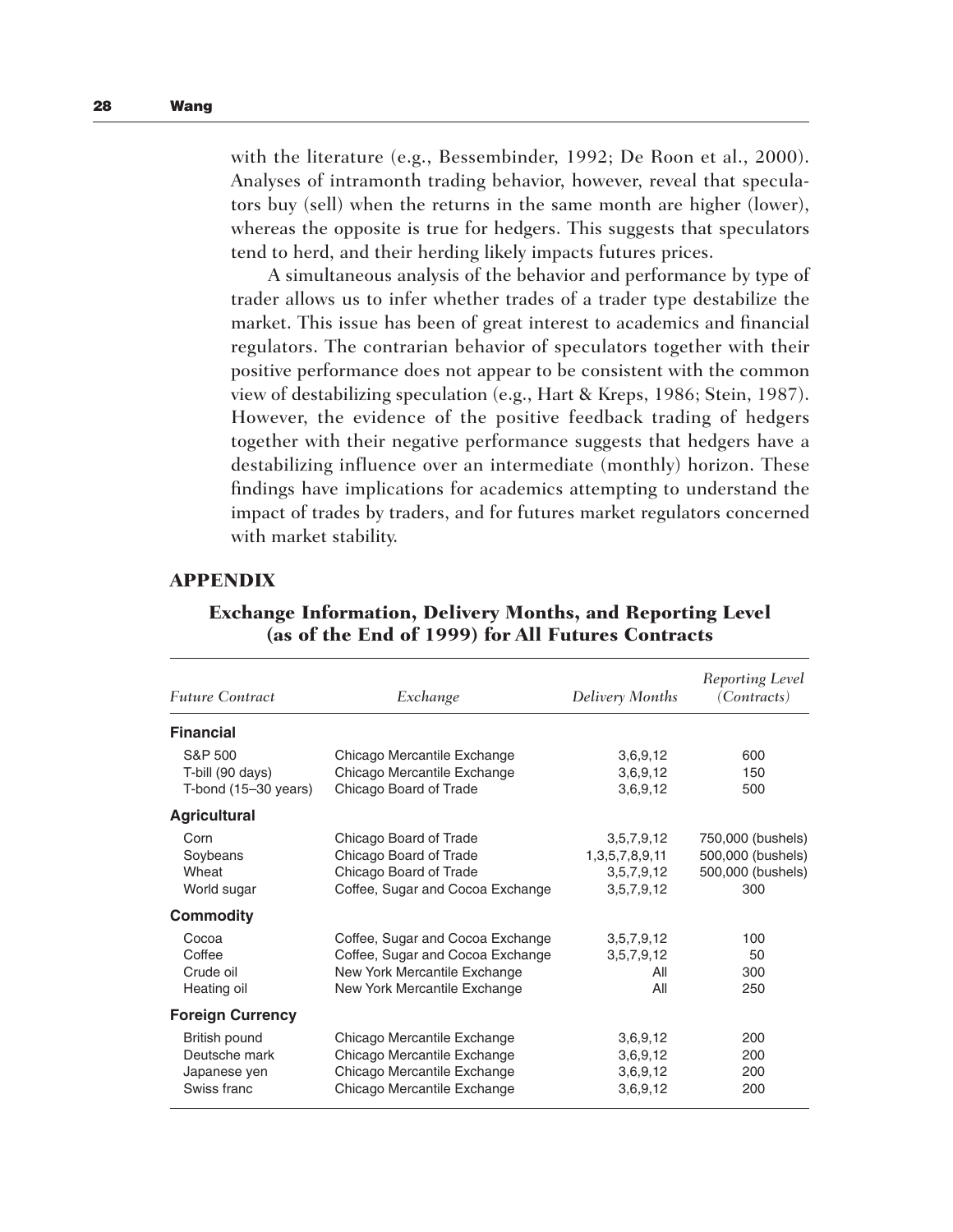with the literature (e.g., Bessembinder, 1992; De Roon et al., 2000). Analyses of intramonth trading behavior, however, reveal that speculators buy (sell) when the returns in the same month are higher (lower), whereas the opposite is true for hedgers. This suggests that speculators tend to herd, and their herding likely impacts futures prices.

A simultaneous analysis of the behavior and performance by type of trader allows us to infer whether trades of a trader type destabilize the market. This issue has been of great interest to academics and financial regulators. The contrarian behavior of speculators together with their positive performance does not appear to be consistent with the common view of destabilizing speculation (e.g., Hart & Kreps, 1986; Stein, 1987). However, the evidence of the positive feedback trading of hedgers together with their negative performance suggests that hedgers have a destabilizing influence over an intermediate (monthly) horizon. These findings have implications for academics attempting to understand the impact of trades by traders, and for futures market regulators concerned with market stability.

## APPENDIX

### Exchange Information, Delivery Months, and Reporting Level (as of the End of 1999) for All Futures Contracts

| *Future Contract* | *Exchange* | *Delivery Months* | *Reporting Level (Contracts)* |
|---|---|---|---|
| **Financial** | | | |
| S&P 500 | Chicago Mercantile Exchange | 3,6,9,12 | 600 |
| T-bill (90 days) | Chicago Mercantile Exchange | 3,6,9,12 | 150 |
| T-bond (15–30 years) | Chicago Board of Trade | 3,6,9,12 | 500 |
| **Agricultural** | | | |
| Corn | Chicago Board of Trade | 3,5,7,9,12 | 750,000 (bushels) |
| Soybeans | Chicago Board of Trade | 1,3,5,7,8,9,11 | 500,000 (bushels) |
| Wheat | Chicago Board of Trade | 3,5,7,9,12 | 500,000 (bushels) |
| World sugar | Coffee, Sugar and Cocoa Exchange | 3,5,7,9,12 | 300 |
| **Commodity** | | | |
| Cocoa | Coffee, Sugar and Cocoa Exchange | 3,5,7,9,12 | 100 |
| Coffee | Coffee, Sugar and Cocoa Exchange | 3,5,7,9,12 | 50 |
| Crude oil | New York Mercantile Exchange | All | 300 |
| Heating oil | New York Mercantile Exchange | All | 250 |
| **Foreign Currency** | | | |
| British pound | Chicago Mercantile Exchange | 3,6,9,12 | 200 |
| Deutsche mark | Chicago Mercantile Exchange | 3,6,9,12 | 200 |
| Japanese yen | Chicago Mercantile Exchange | 3,6,9,12 | 200 |
| Swiss franc | Chicago Mercantile Exchange | 3,6,9,12 | 200 |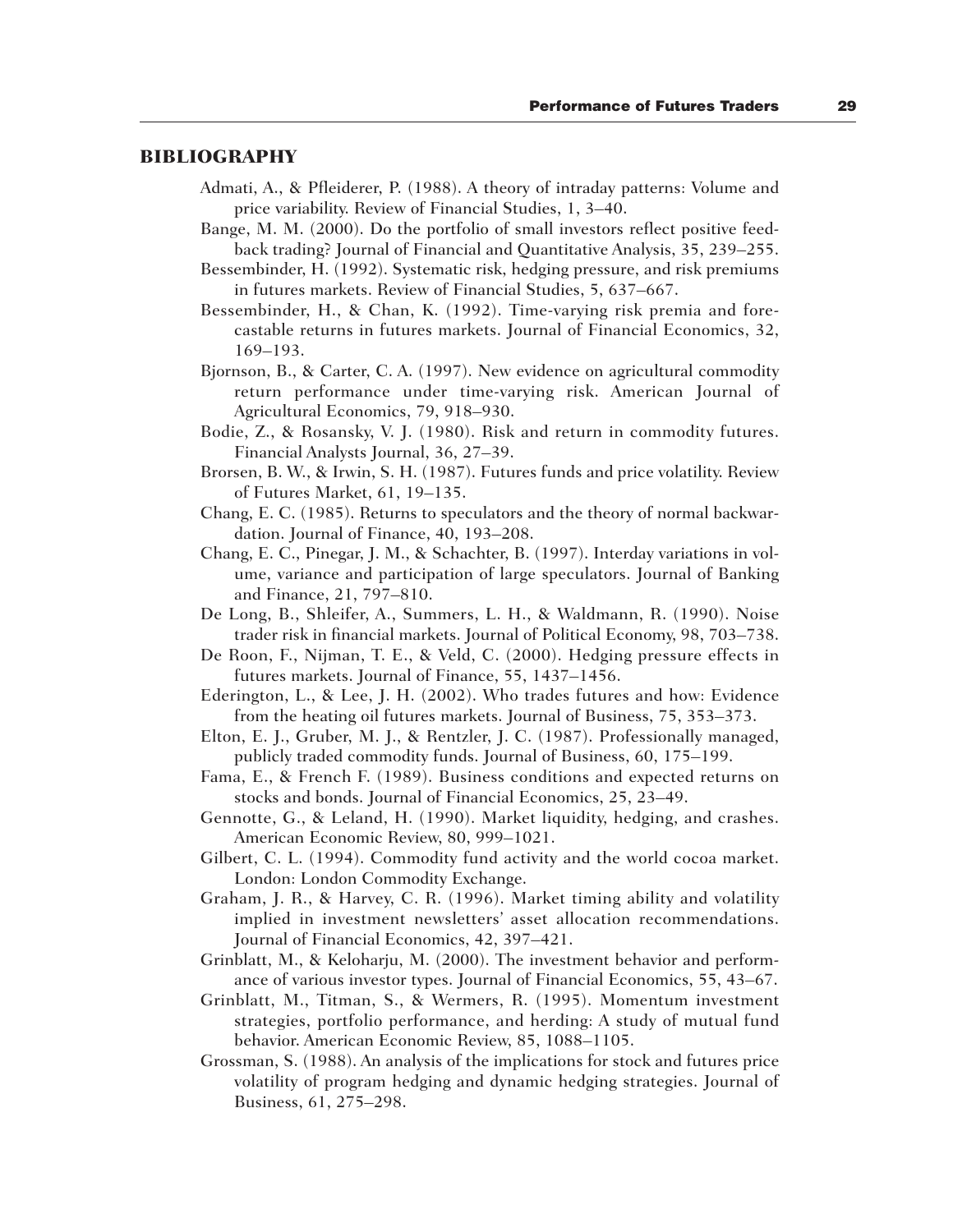## BIBLIOGRAPHY

Admati, A., & Pfleiderer, P. (1988). A theory of intraday patterns: Volume and price variability. Review of Financial Studies, 1, 3–40.

Bange, M. M. (2000). Do the portfolio of small investors reflect positive feedback trading? Journal of Financial and Quantitative Analysis, 35, 239–255.

Bessembinder, H. (1992). Systematic risk, hedging pressure, and risk premiums in futures markets. Review of Financial Studies, 5, 637–667.

Bessembinder, H., & Chan, K. (1992). Time-varying risk premia and forecastable returns in futures markets. Journal of Financial Economics, 32, 169–193.

Bjornson, B., & Carter, C. A. (1997). New evidence on agricultural commodity return performance under time-varying risk. American Journal of Agricultural Economics, 79, 918–930.

Bodie, Z., & Rosansky, V. J. (1980). Risk and return in commodity futures. Financial Analysts Journal, 36, 27–39.

Brorsen, B. W., & Irwin, S. H. (1987). Futures funds and price volatility. Review of Futures Market, 61, 19–135.

Chang, E. C. (1985). Returns to speculators and the theory of normal backwardation. Journal of Finance, 40, 193–208.

Chang, E. C., Pinegar, J. M., & Schachter, B. (1997). Interday variations in volume, variance and participation of large speculators. Journal of Banking and Finance, 21, 797–810.

De Long, B., Shleifer, A., Summers, L. H., & Waldmann, R. (1990). Noise trader risk in financial markets. Journal of Political Economy, 98, 703–738.

De Roon, F., Nijman, T. E., & Veld, C. (2000). Hedging pressure effects in futures markets. Journal of Finance, 55, 1437–1456.

Ederington, L., & Lee, J. H. (2002). Who trades futures and how: Evidence from the heating oil futures markets. Journal of Business, 75, 353–373.

Elton, E. J., Gruber, M. J., & Rentzler, J. C. (1987). Professionally managed, publicly traded commodity funds. Journal of Business, 60, 175–199.

Fama, E., & French F. (1989). Business conditions and expected returns on stocks and bonds. Journal of Financial Economics, 25, 23–49.

Gennotte, G., & Leland, H. (1990). Market liquidity, hedging, and crashes. American Economic Review, 80, 999–1021.

Gilbert, C. L. (1994). Commodity fund activity and the world cocoa market. London: London Commodity Exchange.

Graham, J. R., & Harvey, C. R. (1996). Market timing ability and volatility implied in investment newsletters' asset allocation recommendations. Journal of Financial Economics, 42, 397–421.

Grinblatt, M., & Keloharju, M. (2000). The investment behavior and performance of various investor types. Journal of Financial Economics, 55, 43–67.

Grinblatt, M., Titman, S., & Wermers, R. (1995). Momentum investment strategies, portfolio performance, and herding: A study of mutual fund behavior. American Economic Review, 85, 1088–1105.

Grossman, S. (1988). An analysis of the implications for stock and futures price volatility of program hedging and dynamic hedging strategies. Journal of Business, 61, 275–298.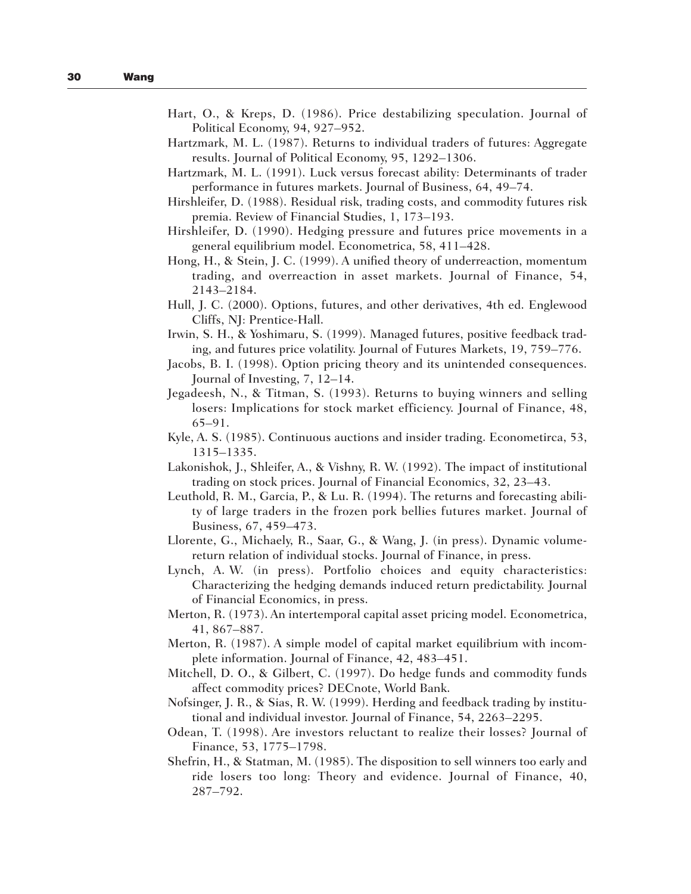Hart, O., & Kreps, D. (1986). Price destabilizing speculation. Journal of Political Economy, 94, 927–952.

Hartzmark, M. L. (1987). Returns to individual traders of futures: Aggregate results. Journal of Political Economy, 95, 1292–1306.

Hartzmark, M. L. (1991). Luck versus forecast ability: Determinants of trader performance in futures markets. Journal of Business, 64, 49–74.

Hirshleifer, D. (1988). Residual risk, trading costs, and commodity futures risk premia. Review of Financial Studies, 1, 173–193.

Hirshleifer, D. (1990). Hedging pressure and futures price movements in a general equilibrium model. Econometrica, 58, 411–428.

Hong, H., & Stein, J. C. (1999). A unified theory of underreaction, momentum trading, and overreaction in asset markets. Journal of Finance, 54, 2143–2184.

Hull, J. C. (2000). Options, futures, and other derivatives, 4th ed. Englewood Cliffs, NJ: Prentice-Hall.

Irwin, S. H., & Yoshimaru, S. (1999). Managed futures, positive feedback trading, and futures price volatility. Journal of Futures Markets, 19, 759–776.

Jacobs, B. I. (1998). Option pricing theory and its unintended consequences. Journal of Investing, 7, 12–14.

Jegadeesh, N., & Titman, S. (1993). Returns to buying winners and selling losers: Implications for stock market efficiency. Journal of Finance, 48, 65–91.

Kyle, A. S. (1985). Continuous auctions and insider trading. Econometirca, 53, 1315–1335.

Lakonishok, J., Shleifer, A., & Vishny, R. W. (1992). The impact of institutional trading on stock prices. Journal of Financial Economics, 32, 23–43.

Leuthold, R. M., Garcia, P., & Lu. R. (1994). The returns and forecasting ability of large traders in the frozen pork bellies futures market. Journal of Business, 67, 459–473.

Llorente, G., Michaely, R., Saar, G., & Wang, J. (in press). Dynamic volume-return relation of individual stocks. Journal of Finance, in press.

Lynch, A. W. (in press). Portfolio choices and equity characteristics: Characterizing the hedging demands induced return predictability. Journal of Financial Economics, in press.

Merton, R. (1973). An intertemporal capital asset pricing model. Econometrica, 41, 867–887.

Merton, R. (1987). A simple model of capital market equilibrium with incomplete information. Journal of Finance, 42, 483–451.

Mitchell, D. O., & Gilbert, C. (1997). Do hedge funds and commodity funds affect commodity prices? DECnote, World Bank.

Nofsinger, J. R., & Sias, R. W. (1999). Herding and feedback trading by institutional and individual investor. Journal of Finance, 54, 2263–2295.

Odean, T. (1998). Are investors reluctant to realize their losses? Journal of Finance, 53, 1775–1798.

Shefrin, H., & Statman, M. (1985). The disposition to sell winners too early and ride losers too long: Theory and evidence. Journal of Finance, 40, 287–792.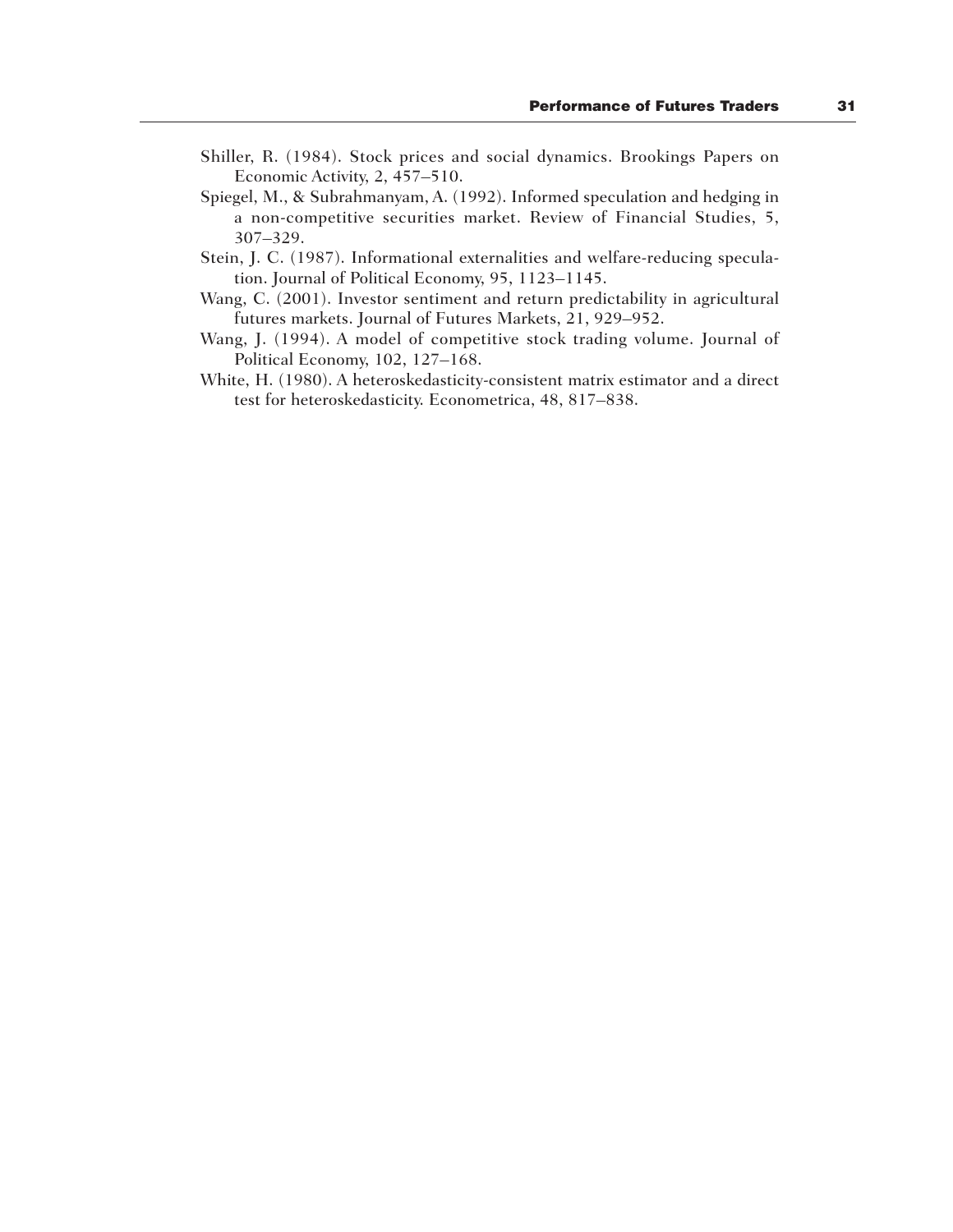Shiller, R. (1984). Stock prices and social dynamics. Brookings Papers on Economic Activity, 2, 457–510.

Spiegel, M., & Subrahmanyam, A. (1992). Informed speculation and hedging in a non-competitive securities market. Review of Financial Studies, 5, 307–329.

Stein, J. C. (1987). Informational externalities and welfare-reducing speculation. Journal of Political Economy, 95, 1123–1145.

Wang, C. (2001). Investor sentiment and return predictability in agricultural futures markets. Journal of Futures Markets, 21, 929–952.

Wang, J. (1994). A model of competitive stock trading volume. Journal of Political Economy, 102, 127–168.

White, H. (1980). A heteroskedasticity-consistent matrix estimator and a direct test for heteroskedasticity. Econometrica, 48, 817–838.